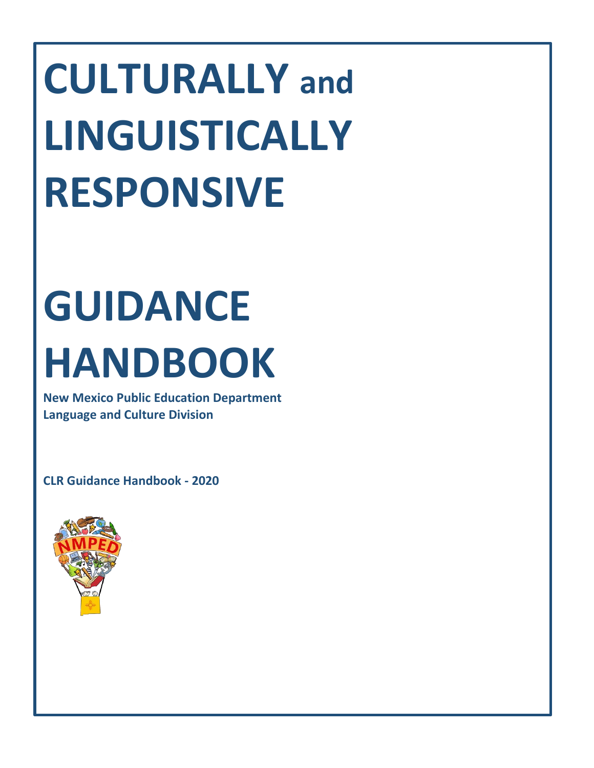# CULTURALLY and LINGUISTICALLY RESPONSIVE

# GUIDANCE HANDBOOK

**New Mexico Public Education Department**
**Language and Culture Division**

**CLR Guidance Handbook - 2020**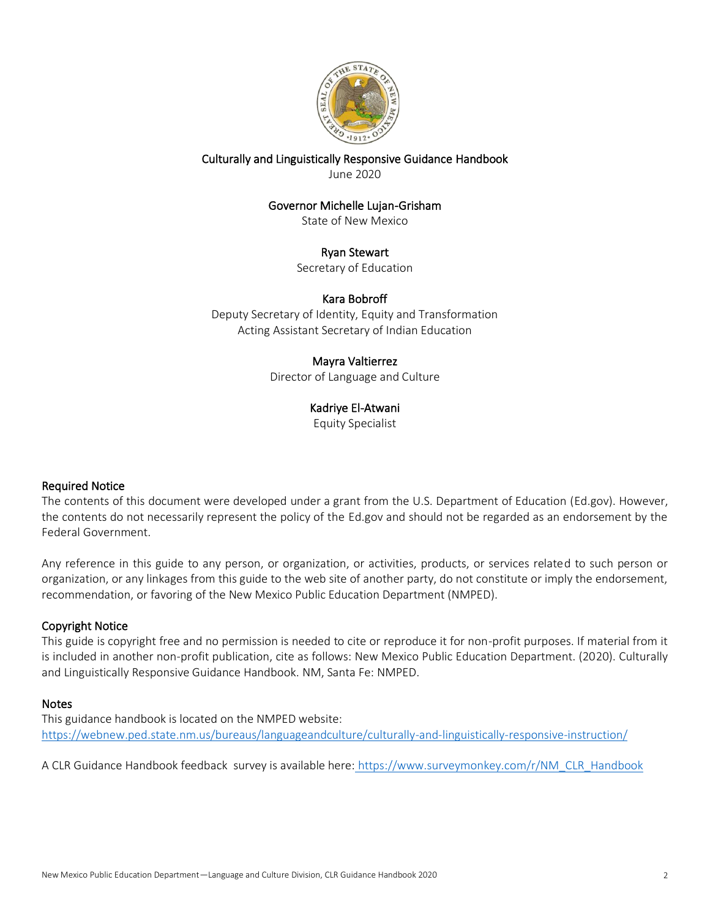Culturally and Linguistically Responsive Guidance Handbook

June 2020

Governor Michelle Lujan-Grisham

State of New Mexico

Ryan Stewart

Secretary of Education

Kara Bobroff

Deputy Secretary of Identity, Equity and Transformation

Acting Assistant Secretary of Indian Education

Mayra Valtierrez

Director of Language and Culture

Kadriye El-Atwani

Equity Specialist

## Required Notice

The contents of this document were developed under a grant from the U.S. Department of Education (Ed.gov). However, the contents do not necessarily represent the policy of the Ed.gov and should not be regarded as an endorsement by the Federal Government.

Any reference in this guide to any person, or organization, or activities, products, or services related to such person or organization, or any linkages from this guide to the web site of another party, do not constitute or imply the endorsement, recommendation, or favoring of the New Mexico Public Education Department (NMPED).

## Copyright Notice

This guide is copyright free and no permission is needed to cite or reproduce it for non-profit purposes. If material from it is included in another non-profit publication, cite as follows: New Mexico Public Education Department. (2020). Culturally and Linguistically Responsive Guidance Handbook. NM, Santa Fe: NMPED.

## Notes

This guidance handbook is located on the NMPED website:
https://webnew.ped.state.nm.us/bureaus/languageandculture/culturally-and-linguistically-responsive-instruction/

A CLR Guidance Handbook feedback survey is available here: https://www.surveymonkey.com/r/NM_CLR_Handbook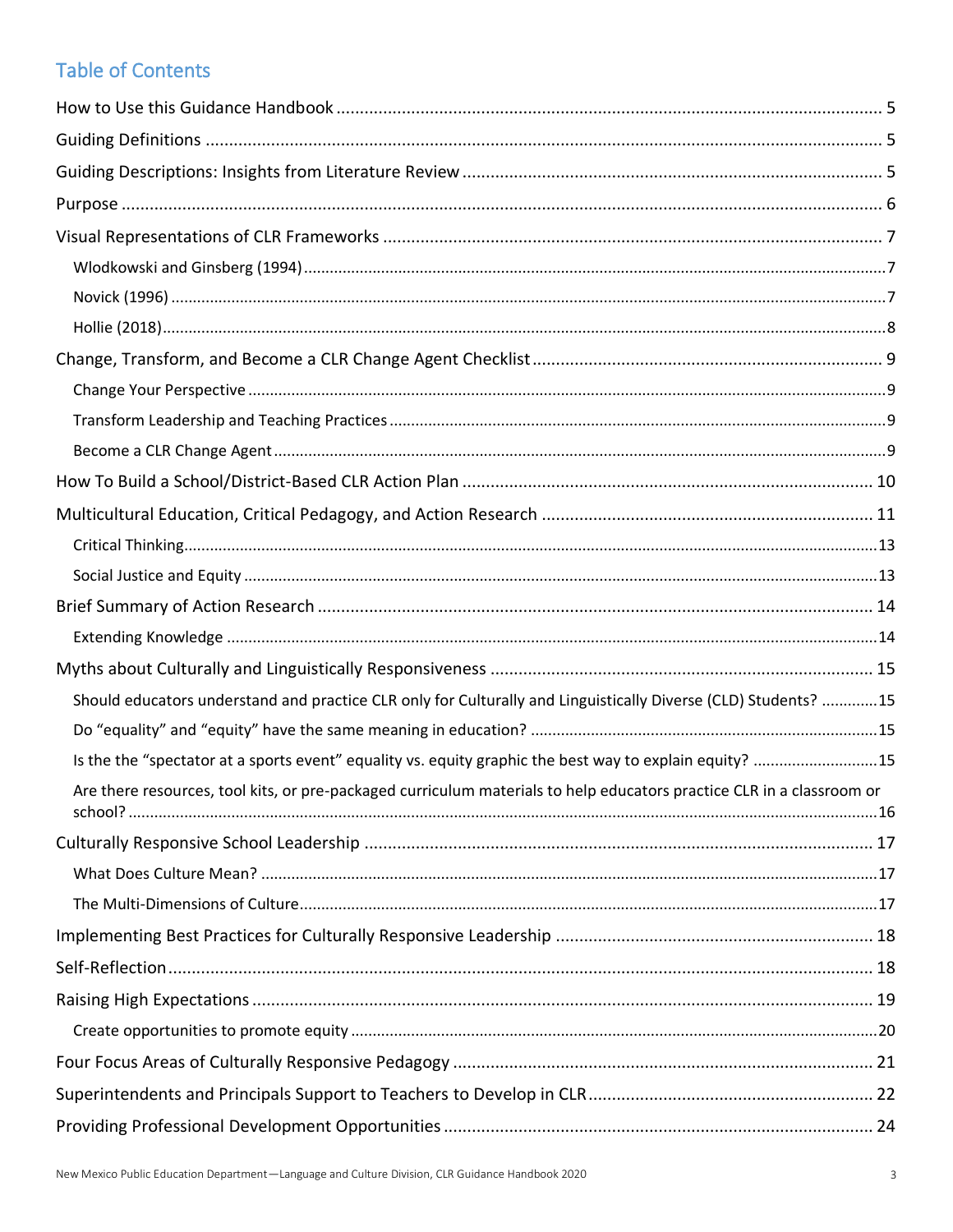# Table of Contents

How to Use this Guidance Handbook ..... 5

Guiding Definitions ..... 5

Guiding Descriptions: Insights from Literature Review ..... 5

Purpose ..... 6

Visual Representations of CLR Frameworks ..... 7

- Wlodkowski and Ginsberg (1994) ..... 7
- Novick (1996) ..... 7
- Hollie (2018) ..... 8

Change, Transform, and Become a CLR Change Agent Checklist ..... 9

- Change Your Perspective ..... 9
- Transform Leadership and Teaching Practices ..... 9
- Become a CLR Change Agent ..... 9

How To Build a School/District-Based CLR Action Plan ..... 10

Multicultural Education, Critical Pedagogy, and Action Research ..... 11

- Critical Thinking ..... 13
- Social Justice and Equity ..... 13

Brief Summary of Action Research ..... 14

- Extending Knowledge ..... 14

Myths about Culturally and Linguistically Responsiveness ..... 15

- Should educators understand and practice CLR only for Culturally and Linguistically Diverse (CLD) Students? ..... 15
- Do "equality" and "equity" have the same meaning in education? ..... 15
- Is the the "spectator at a sports event" equality vs. equity graphic the best way to explain equity? ..... 15
- Are there resources, tool kits, or pre-packaged curriculum materials to help educators practice CLR in a classroom or school? ..... 16

Culturally Responsive School Leadership ..... 17

- What Does Culture Mean? ..... 17
- The Multi-Dimensions of Culture ..... 17

Implementing Best Practices for Culturally Responsive Leadership ..... 18

Self-Reflection ..... 18

Raising High Expectations ..... 19

- Create opportunities to promote equity ..... 20

Four Focus Areas of Culturally Responsive Pedagogy ..... 21

Superintendents and Principals Support to Teachers to Develop in CLR ..... 22

Providing Professional Development Opportunities ..... 24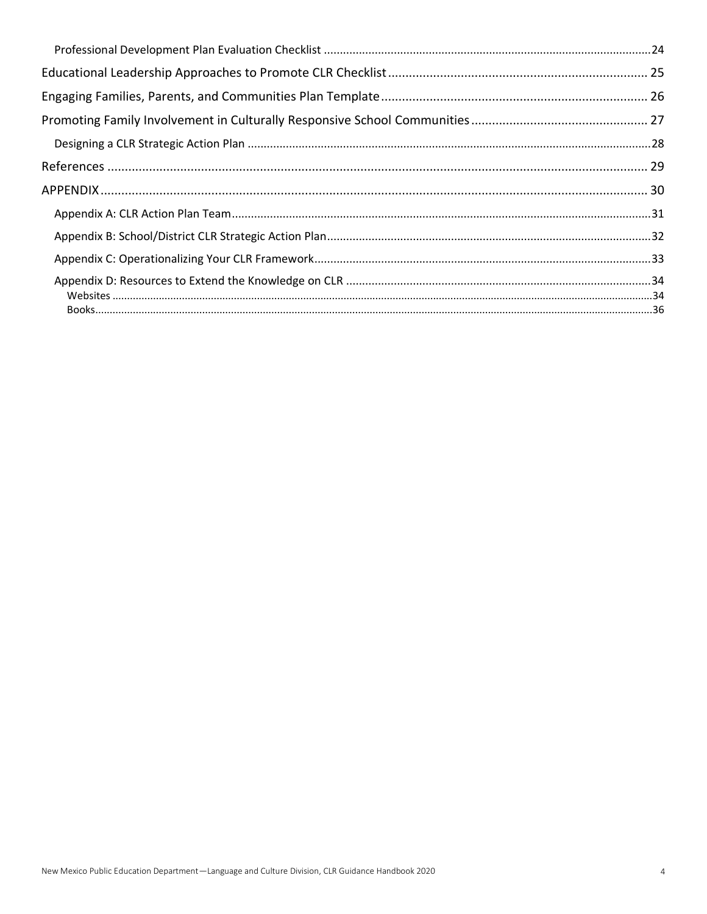Professional Development Plan Evaluation Checklist ....................................................24

Educational Leadership Approaches to Promote CLR Checklist .................................... 25

Engaging Families, Parents, and Communities Plan Template ...................................... 26

Promoting Family Involvement in Culturally Responsive School Communities .............. 27

Designing a CLR Strategic Action Plan ....................................................................28

References .......................................................................................................... 29

APPENDIX ............................................................................................................ 30

Appendix A: CLR Action Plan Team.........................................................................31

Appendix B: School/District CLR Strategic Action Plan.............................................32

Appendix C: Operationalizing Your CLR Framework..................................................33

Appendix D: Resources to Extend the Knowledge on CLR .........................................34

Websites ..............................................................................................................34

Books...................................................................................................................36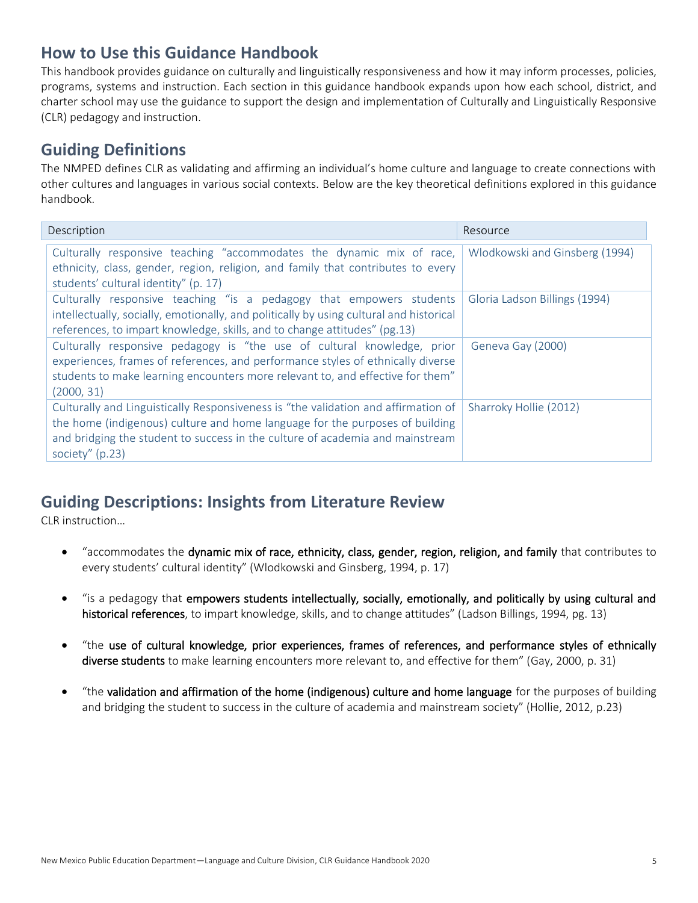## How to Use this Guidance Handbook

This handbook provides guidance on culturally and linguistically responsiveness and how it may inform processes, policies, programs, systems and instruction. Each section in this guidance handbook expands upon how each school, district, and charter school may use the guidance to support the design and implementation of Culturally and Linguistically Responsive (CLR) pedagogy and instruction.

## Guiding Definitions

The NMPED defines CLR as validating and affirming an individual's home culture and language to create connections with other cultures and languages in various social contexts. Below are the key theoretical definitions explored in this guidance handbook.

| Description | Resource |
| --- | --- |
| Culturally responsive teaching "accommodates the dynamic mix of race, ethnicity, class, gender, region, religion, and family that contributes to every students' cultural identity" (p. 17) | Wlodkowski and Ginsberg (1994) |
| Culturally responsive teaching "is a pedagogy that empowers students intellectually, socially, emotionally, and politically by using cultural and historical references, to impart knowledge, skills, and to change attitudes" (pg.13) | Gloria Ladson Billings (1994) |
| Culturally responsive pedagogy is "the use of cultural knowledge, prior experiences, frames of references, and performance styles of ethnically diverse students to make learning encounters more relevant to, and effective for them" (2000, 31) | Geneva Gay (2000) |
| Culturally and Linguistically Responsiveness is "the validation and affirmation of the home (indigenous) culture and home language for the purposes of building and bridging the student to success in the culture of academia and mainstream society" (p.23) | Sharroky Hollie (2012) |

## Guiding Descriptions: Insights from Literature Review

CLR instruction…

- "accommodates the **dynamic mix of race, ethnicity, class, gender, region, religion, and family** that contributes to every students' cultural identity" (Wlodkowski and Ginsberg, 1994, p. 17)
- "is a pedagogy that **empowers students intellectually, socially, emotionally, and politically by using cultural and historical references**, to impart knowledge, skills, and to change attitudes" (Ladson Billings, 1994, pg. 13)
- "the **use of cultural knowledge, prior experiences, frames of references, and performance styles of ethnically diverse students** to make learning encounters more relevant to, and effective for them" (Gay, 2000, p. 31)
- "the **validation and affirmation of the home (indigenous) culture and home language** for the purposes of building and bridging the student to success in the culture of academia and mainstream society" (Hollie, 2012, p.23)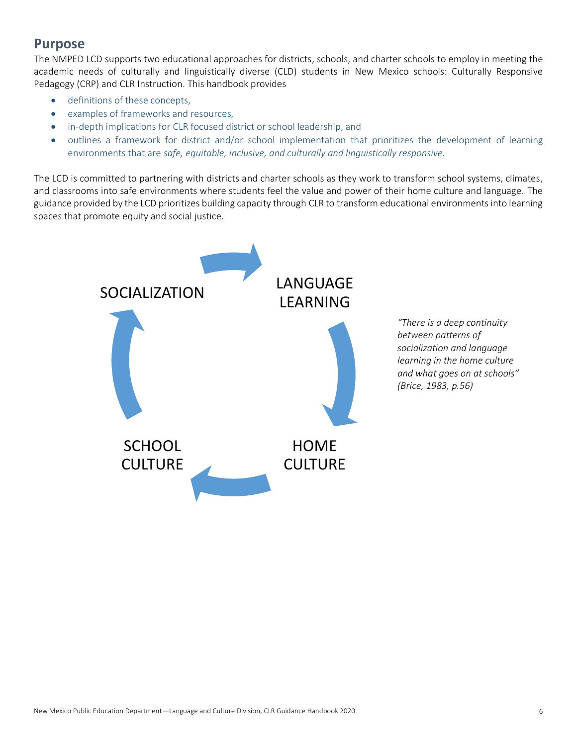## Purpose

The NMPED LCD supports two educational approaches for districts, schools, and charter schools to employ in meeting the academic needs of culturally and linguistically diverse (CLD) students in New Mexico schools: Culturally Responsive Pedagogy (CRP) and CLR Instruction. This handbook provides

- definitions of these concepts,
- examples of frameworks and resources,
- in-depth implications for CLR focused district or school leadership, and
- outlines a framework for district and/or school implementation that prioritizes the development of learning environments that are *safe, equitable, inclusive, and culturally and linguistically responsive.*

The LCD is committed to partnering with districts and charter schools as they work to transform school systems, climates, and classrooms into safe environments where students feel the value and power of their home culture and language. The guidance provided by the LCD prioritizes building capacity through CLR to transform educational environments into learning spaces that promote equity and social justice.

SOCIALIZATION → LANGUAGE LEARNING → HOME CULTURE → SCHOOL CULTURE → SOCIALIZATION

*"There is a deep continuity between patterns of socialization and language learning in the home culture and what goes on at schools" (Brice, 1983, p.56)*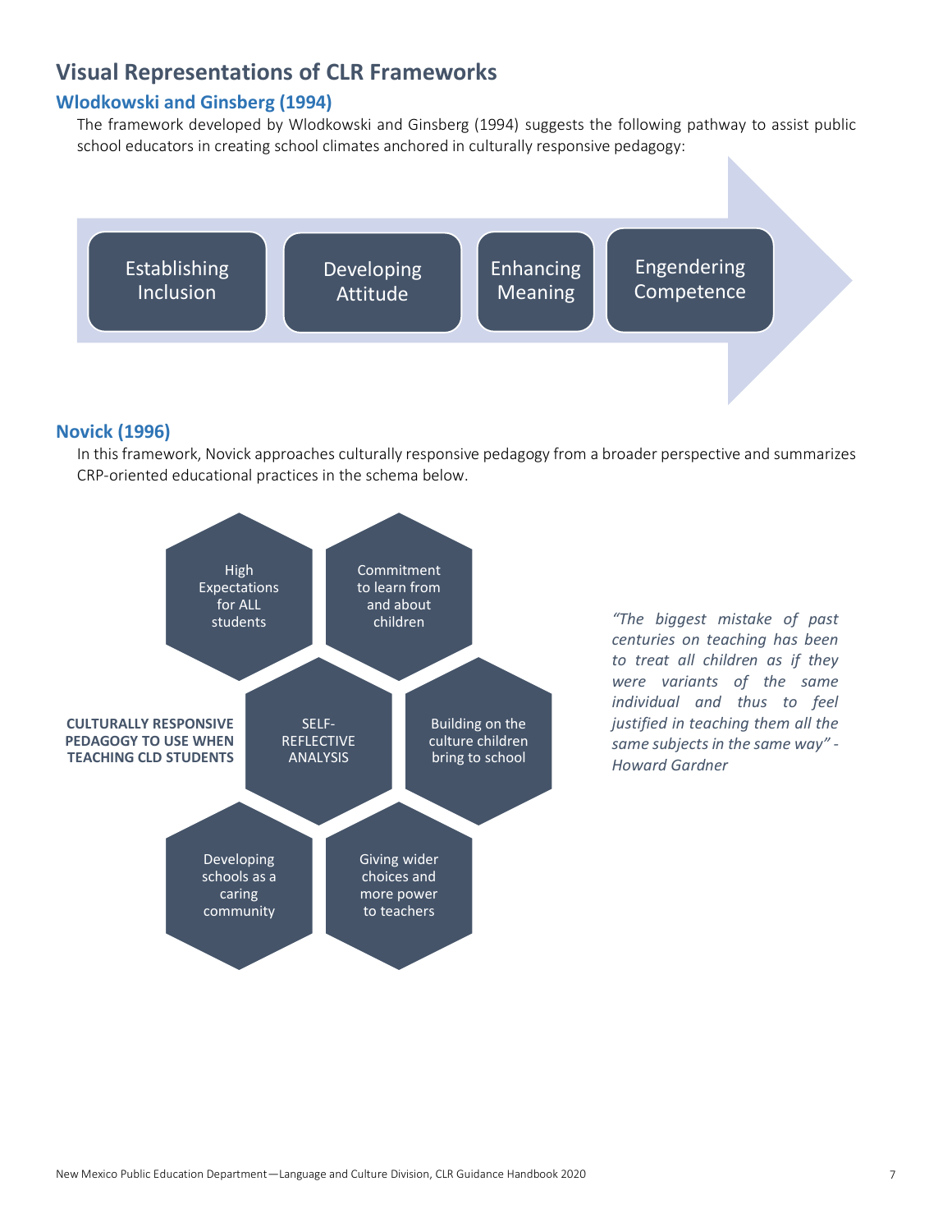## Visual Representations of CLR Frameworks

### Wlodkowski and Ginsberg (1994)

The framework developed by Wlodkowski and Ginsberg (1994) suggests the following pathway to assist public school educators in creating school climates anchored in culturally responsive pedagogy:

Establishing Inclusion → Developing Attitude → Enhancing Meaning → Engendering Competence

### Novick (1996)

In this framework, Novick approaches culturally responsive pedagogy from a broader perspective and summarizes CRP-oriented educational practices in the schema below.

**CULTURALLY RESPONSIVE PEDAGOGY TO USE WHEN TEACHING CLD STUDENTS**

- High Expectations for ALL students
- Commitment to learn from and about children
- SELF-REFLECTIVE ANALYSIS
- Building on the culture children bring to school
- Developing schools as a caring community
- Giving wider choices and more power to teachers

*"The biggest mistake of past centuries on teaching has been to treat all children as if they were variants of the same individual and thus to feel justified in teaching them all the same subjects in the same way" - Howard Gardner*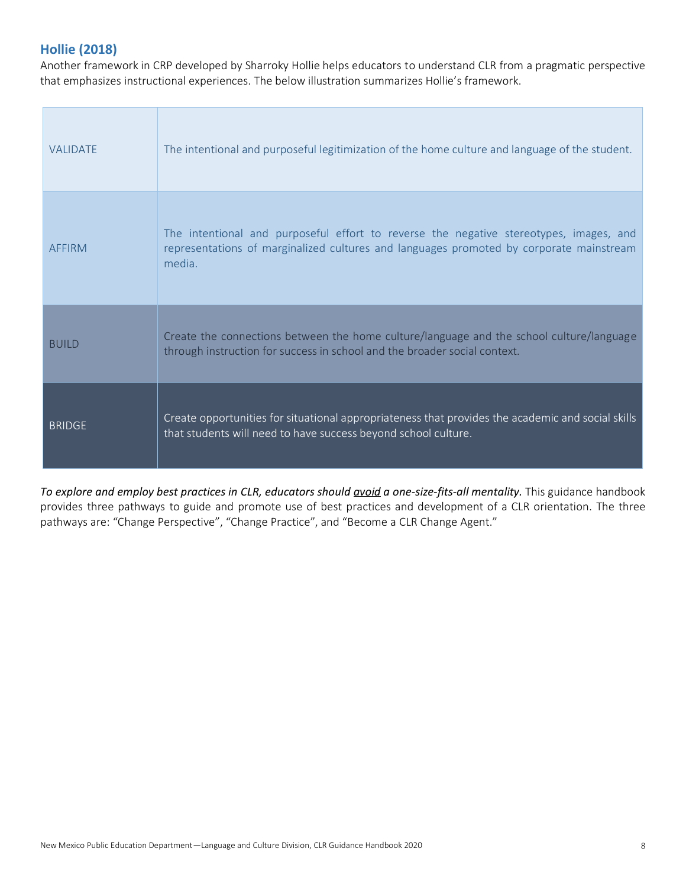## Hollie (2018)

Another framework in CRP developed by Sharroky Hollie helps educators to understand CLR from a pragmatic perspective that emphasizes instructional experiences. The below illustration summarizes Hollie's framework.

| | |
|---|---|
| VALIDATE | The intentional and purposeful legitimization of the home culture and language of the student. |
| AFFIRM | The intentional and purposeful effort to reverse the negative stereotypes, images, and representations of marginalized cultures and languages promoted by corporate mainstream media. |
| BUILD | Create the connections between the home culture/language and the school culture/language through instruction for success in school and the broader social context. |
| BRIDGE | Create opportunities for situational appropriateness that provides the academic and social skills that students will need to have success beyond school culture. |

***To explore and employ best practices in CLR, educators should <u>avoid</u> a one-size-fits-all mentality.*** This guidance handbook provides three pathways to guide and promote use of best practices and development of a CLR orientation. The three pathways are: "Change Perspective", "Change Practice", and "Become a CLR Change Agent."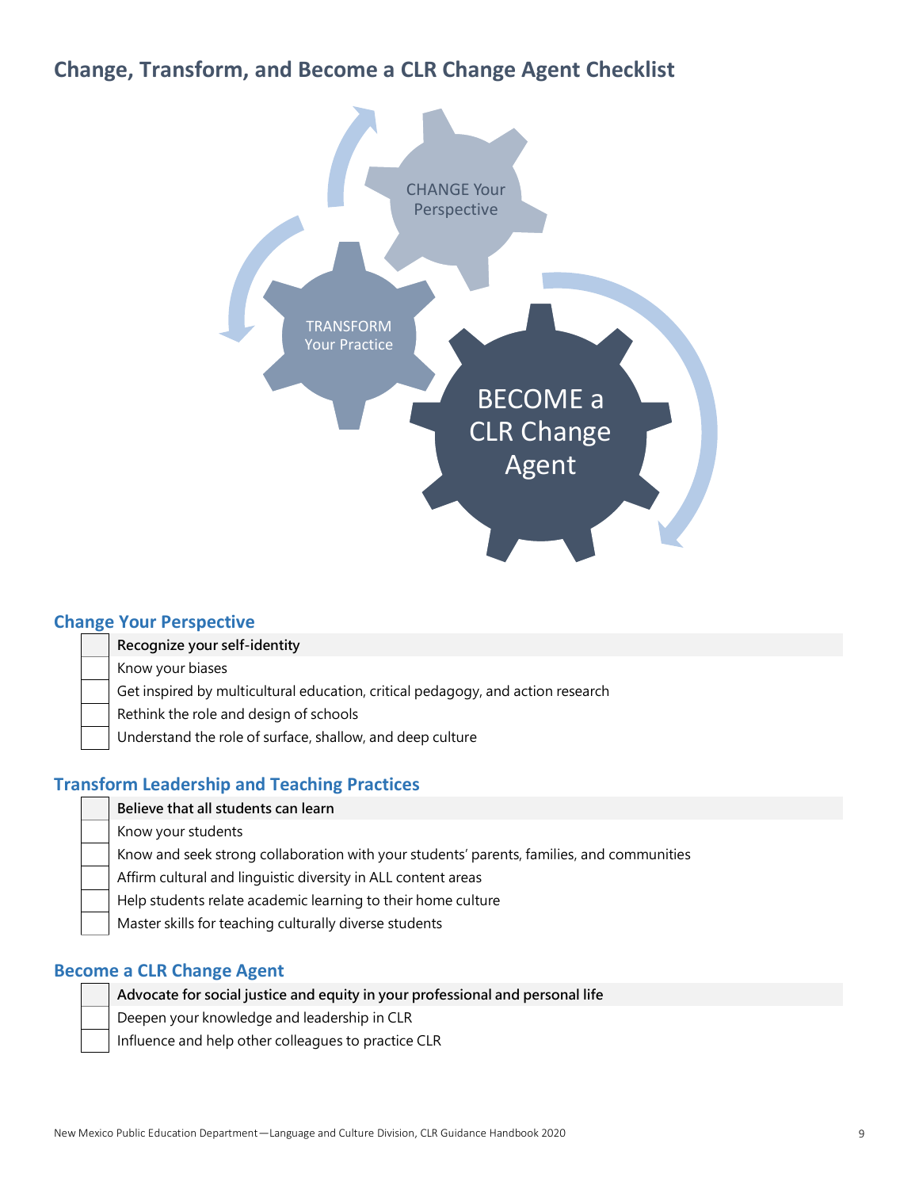## Change, Transform, and Become a CLR Change Agent Checklist

CHANGE Your Perspective

TRANSFORM Your Practice

BECOME a CLR Change Agent

### Change Your Perspective

- [ ] **Recognize your self-identity**
- [ ] Know your biases
- [ ] Get inspired by multicultural education, critical pedagogy, and action research
- [ ] Rethink the role and design of schools
- [ ] Understand the role of surface, shallow, and deep culture

### Transform Leadership and Teaching Practices

- [ ] **Believe that all students can learn**
- [ ] Know your students
- [ ] Know and seek strong collaboration with your students' parents, families, and communities
- [ ] Affirm cultural and linguistic diversity in ALL content areas
- [ ] Help students relate academic learning to their home culture
- [ ] Master skills for teaching culturally diverse students

### Become a CLR Change Agent

- [ ] **Advocate for social justice and equity in your professional and personal life**
- [ ] Deepen your knowledge and leadership in CLR
- [ ] Influence and help other colleagues to practice CLR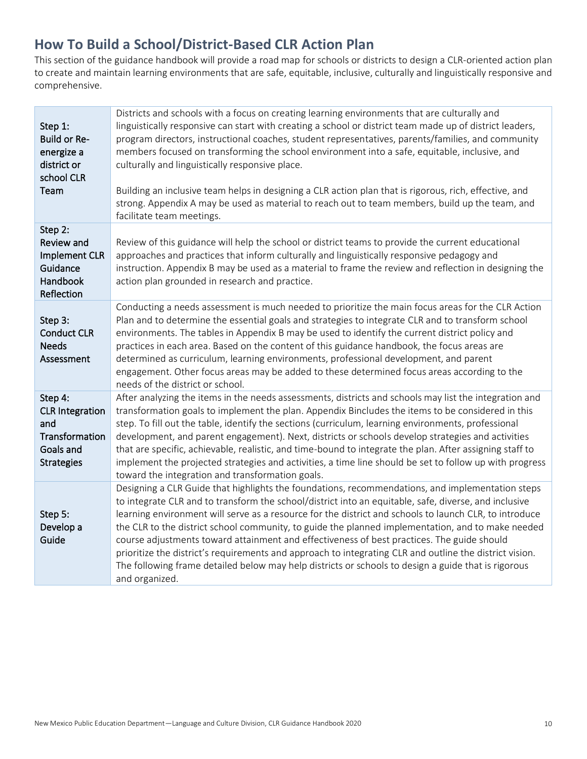## How To Build a School/District-Based CLR Action Plan

This section of the guidance handbook will provide a road map for schools or districts to design a CLR-oriented action plan to create and maintain learning environments that are safe, equitable, inclusive, culturally and linguistically responsive and comprehensive.

| | |
|---|---|
| **Step 1: Build or Re-energize a district or school CLR Team** | Districts and schools with a focus on creating learning environments that are culturally and linguistically responsive can start with creating a school or district team made up of district leaders, program directors, instructional coaches, student representatives, parents/families, and community members focused on transforming the school environment into a safe, equitable, inclusive, and culturally and linguistically responsive place.<br><br>Building an inclusive team helps in designing a CLR action plan that is rigorous, rich, effective, and strong. Appendix A may be used as material to reach out to team members, build up the team, and facilitate team meetings. |
| **Step 2: Review and Implement CLR Guidance Handbook Reflection** | Review of this guidance will help the school or district teams to provide the current educational approaches and practices that inform culturally and linguistically responsive pedagogy and instruction. Appendix B may be used as a material to frame the review and reflection in designing the action plan grounded in research and practice. |
| **Step 3: Conduct CLR Needs Assessment** | Conducting a needs assessment is much needed to prioritize the main focus areas for the CLR Action Plan and to determine the essential goals and strategies to integrate CLR and to transform school environments. The tables in Appendix B may be used to identify the current district policy and practices in each area. Based on the content of this guidance handbook, the focus areas are determined as curriculum, learning environments, professional development, and parent engagement. Other focus areas may be added to these determined focus areas according to the needs of the district or school. |
| **Step 4: CLR Integration and Transformation Goals and Strategies** | After analyzing the items in the needs assessments, districts and schools may list the integration and transformation goals to implement the plan. Appendix Bincludes the items to be considered in this step. To fill out the table, identify the sections (curriculum, learning environments, professional development, and parent engagement). Next, districts or schools develop strategies and activities that are specific, achievable, realistic, and time-bound to integrate the plan. After assigning staff to implement the projected strategies and activities, a time line should be set to follow up with progress toward the integration and transformation goals. |
| **Step 5: Develop a Guide** | Designing a CLR Guide that highlights the foundations, recommendations, and implementation steps to integrate CLR and to transform the school/district into an equitable, safe, diverse, and inclusive learning environment will serve as a resource for the district and schools to launch CLR, to introduce the CLR to the district school community, to guide the planned implementation, and to make needed course adjustments toward attainment and effectiveness of best practices. The guide should prioritize the district's requirements and approach to integrating CLR and outline the district vision. The following frame detailed below may help districts or schools to design a guide that is rigorous and organized. |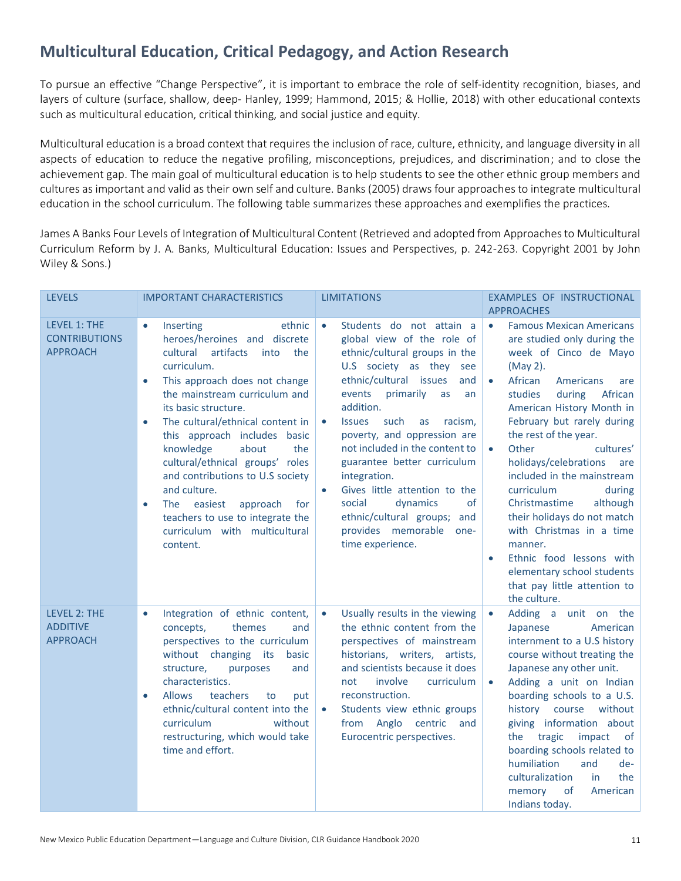## Multicultural Education, Critical Pedagogy, and Action Research

To pursue an effective "Change Perspective", it is important to embrace the role of self-identity recognition, biases, and layers of culture (surface, shallow, deep- Hanley, 1999; Hammond, 2015; & Hollie, 2018) with other educational contexts such as multicultural education, critical thinking, and social justice and equity.

Multicultural education is a broad context that requires the inclusion of race, culture, ethnicity, and language diversity in all aspects of education to reduce the negative profiling, misconceptions, prejudices, and discrimination; and to close the achievement gap. The main goal of multicultural education is to help students to see the other ethnic group members and cultures as important and valid as their own self and culture. Banks (2005) draws four approaches to integrate multicultural education in the school curriculum. The following table summarizes these approaches and exemplifies the practices.

James A Banks Four Levels of Integration of Multicultural Content (Retrieved and adopted from Approaches to Multicultural Curriculum Reform by J. A. Banks, Multicultural Education: Issues and Perspectives, p. 242-263. Copyright 2001 by John Wiley & Sons.)

| LEVELS | IMPORTANT CHARACTERISTICS | LIMITATIONS | EXAMPLES OF INSTRUCTIONAL APPROACHES |
|---|---|---|---|
| LEVEL 1: THE CONTRIBUTIONS APPROACH | • Inserting ethnic heroes/heroines and discrete cultural artifacts into the curriculum.<br>• This approach does not change the mainstream curriculum and its basic structure.<br>• The cultural/ethnical content in this approach includes basic knowledge about the cultural/ethnical groups' roles and contributions to U.S society and culture.<br>• The easiest approach for teachers to use to integrate the curriculum with multicultural content. | • Students do not attain a global view of the role of ethnic/cultural groups in the U.S society as they see ethnic/cultural issues and events primarily as an addition.<br>• Issues such as racism, poverty, and oppression are not included in the content to guarantee better curriculum integration.<br>• Gives little attention to the social dynamics of ethnic/cultural groups; and provides memorable one-time experience. | • Famous Mexican Americans are studied only during the week of Cinco de Mayo (May 2).<br>• African Americans are studies during African American History Month in February but rarely during the rest of the year.<br>• Other cultures' holidays/celebrations are included in the mainstream curriculum during Christmastime although their holidays do not match with Christmas in a time manner.<br>• Ethnic food lessons with elementary school students that pay little attention to the culture. |
| LEVEL 2: THE ADDITIVE APPROACH | • Integration of ethnic content, concepts, themes and perspectives to the curriculum without changing its basic structure, purposes and characteristics.<br>• Allows teachers to put ethnic/cultural content into the curriculum without restructuring, which would take time and effort. | • Usually results in the viewing the ethnic content from the perspectives of mainstream historians, writers, artists, and scientists because it does not involve curriculum reconstruction.<br>• Students view ethnic groups from Anglo centric and Eurocentric perspectives. | • Adding a unit on the Japanese American internment to a U.S history course without treating the Japanese any other unit.<br>• Adding a unit on Indian boarding schools to a U.S. history course without giving information about the tragic impact of boarding schools related to humiliation and de-culturalization in the memory of American Indians today. |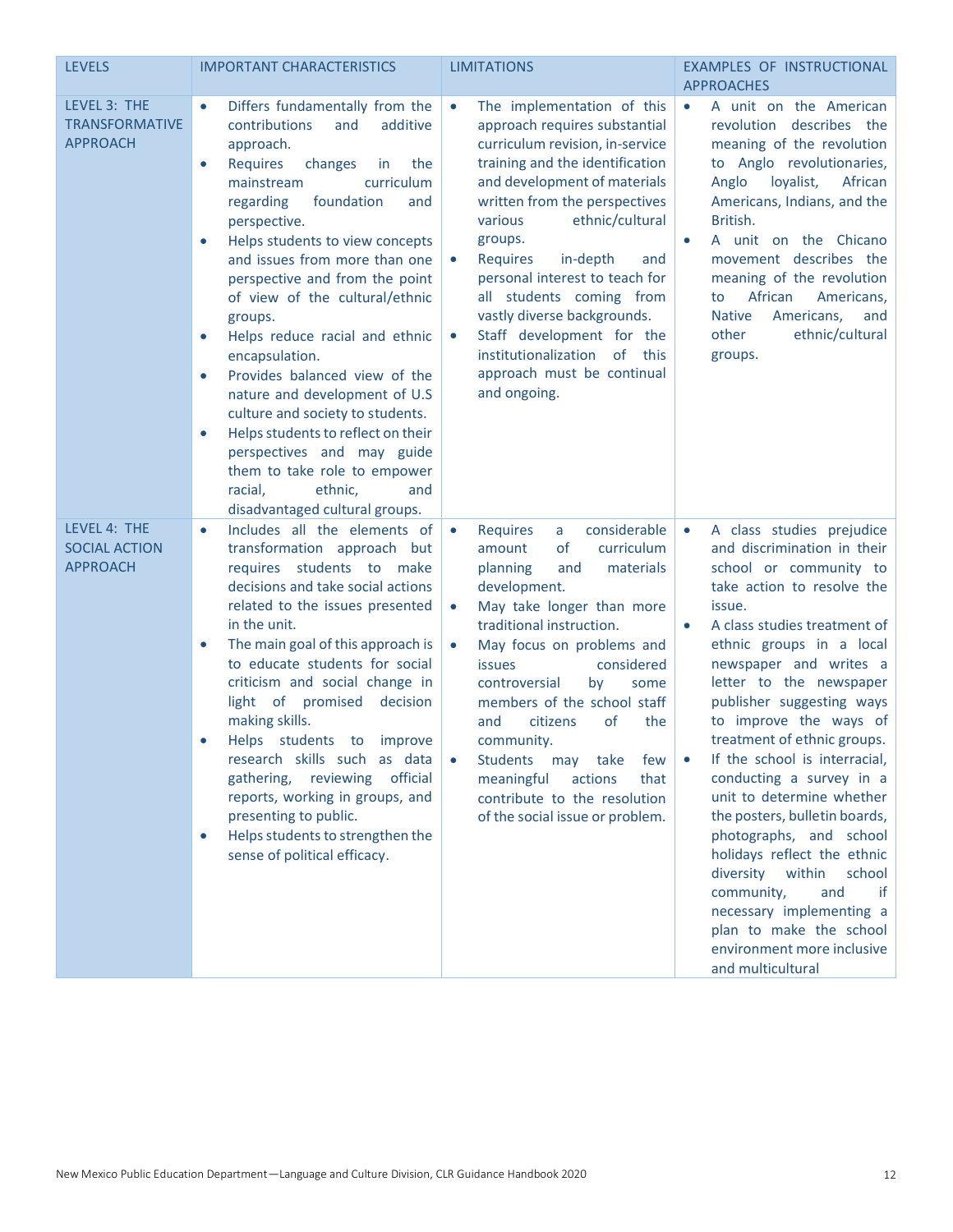| LEVELS | IMPORTANT CHARACTERISTICS | LIMITATIONS | EXAMPLES OF INSTRUCTIONAL APPROACHES |
|---|---|---|---|
| LEVEL 3: THE TRANSFORMATIVE APPROACH | • Differs fundamentally from the contributions and additive approach.<br>• Requires changes in the mainstream curriculum regarding foundation and perspective.<br>• Helps students to view concepts and issues from more than one perspective and from the point of view of the cultural/ethnic groups.<br>• Helps reduce racial and ethnic encapsulation.<br>• Provides balanced view of the nature and development of U.S culture and society to students.<br>• Helps students to reflect on their perspectives and may guide them to take role to empower racial, ethnic, and disadvantaged cultural groups. | • The implementation of this approach requires substantial curriculum revision, in-service training and the identification and development of materials written from the perspectives various ethnic/cultural groups.<br>• Requires in-depth and personal interest to teach for all students coming from vastly diverse backgrounds.<br>• Staff development for the institutionalization of this approach must be continual and ongoing. | • A unit on the American revolution describes the meaning of the revolution to Anglo revolutionaries, Anglo loyalist, African Americans, Indians, and the British.<br>• A unit on the Chicano movement describes the meaning of the revolution to African Americans, Native Americans, and other ethnic/cultural groups. |
| LEVEL 4: THE SOCIAL ACTION APPROACH | • Includes all the elements of transformation approach but requires students to make decisions and take social actions related to the issues presented in the unit.<br>• The main goal of this approach is to educate students for social criticism and social change in light of promised decision making skills.<br>• Helps students to improve research skills such as data gathering, reviewing official reports, working in groups, and presenting to public.<br>• Helps students to strengthen the sense of political efficacy. | • Requires a considerable amount of curriculum planning and materials development.<br>• May take longer than more traditional instruction.<br>• May focus on problems and issues considered controversial by some members of the school staff and citizens of the community.<br>• Students may take few meaningful actions that contribute to the resolution of the social issue or problem. | • A class studies prejudice and discrimination in their school or community to take action to resolve the issue.<br>• A class studies treatment of ethnic groups in a local newspaper and writes a letter to the newspaper publisher suggesting ways to improve the ways of treatment of ethnic groups.<br>• If the school is interracial, conducting a survey in a unit to determine whether the posters, bulletin boards, photographs, and school holidays reflect the ethnic diversity within school community, and if necessary implementing a plan to make the school environment more inclusive and multicultural |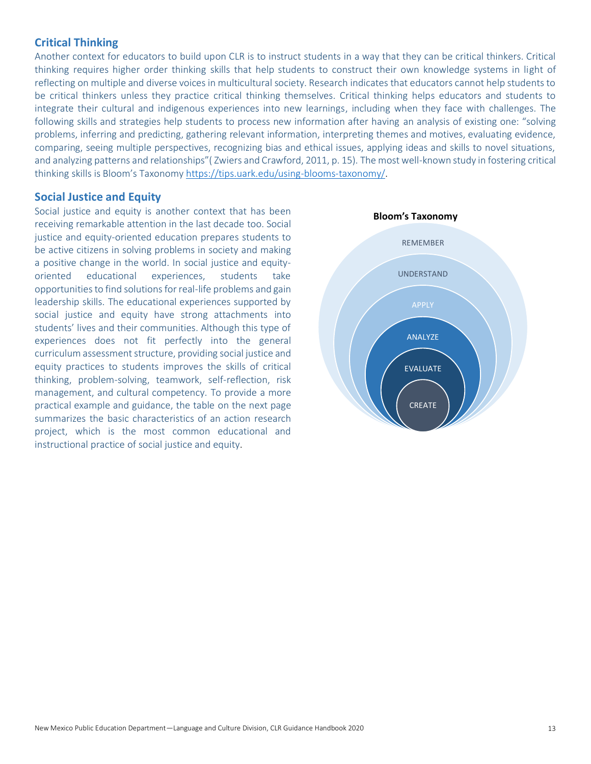## Critical Thinking

Another context for educators to build upon CLR is to instruct students in a way that they can be critical thinkers. Critical thinking requires higher order thinking skills that help students to construct their own knowledge systems in light of reflecting on multiple and diverse voices in multicultural society. Research indicates that educators cannot help students to be critical thinkers unless they practice critical thinking themselves. Critical thinking helps educators and students to integrate their cultural and indigenous experiences into new learnings, including when they face with challenges. The following skills and strategies help students to process new information after having an analysis of existing one: "solving problems, inferring and predicting, gathering relevant information, interpreting themes and motives, evaluating evidence, comparing, seeing multiple perspectives, recognizing bias and ethical issues, applying ideas and skills to novel situations, and analyzing patterns and relationships"( Zwiers and Crawford, 2011, p. 15). The most well-known study in fostering critical thinking skills is Bloom's Taxonomy https://tips.uark.edu/using-blooms-taxonomy/.

## Social Justice and Equity

Social justice and equity is another context that has been receiving remarkable attention in the last decade too. Social justice and equity-oriented education prepares students to be active citizens in solving problems in society and making a positive change in the world. In social justice and equity-oriented educational experiences, students take opportunities to find solutions for real-life problems and gain leadership skills. The educational experiences supported by social justice and equity have strong attachments into students' lives and their communities. Although this type of experiences does not fit perfectly into the general curriculum assessment structure, providing social justice and equity practices to students improves the skills of critical thinking, problem-solving, teamwork, self-reflection, risk management, and cultural competency. To provide a more practical example and guidance, the table on the next page summarizes the basic characteristics of an action research project, which is the most common educational and instructional practice of social justice and equity.

**Bloom's Taxonomy**

- REMEMBER
- UNDERSTAND
- APPLY
- ANALYZE
- EVALUATE
- CREATE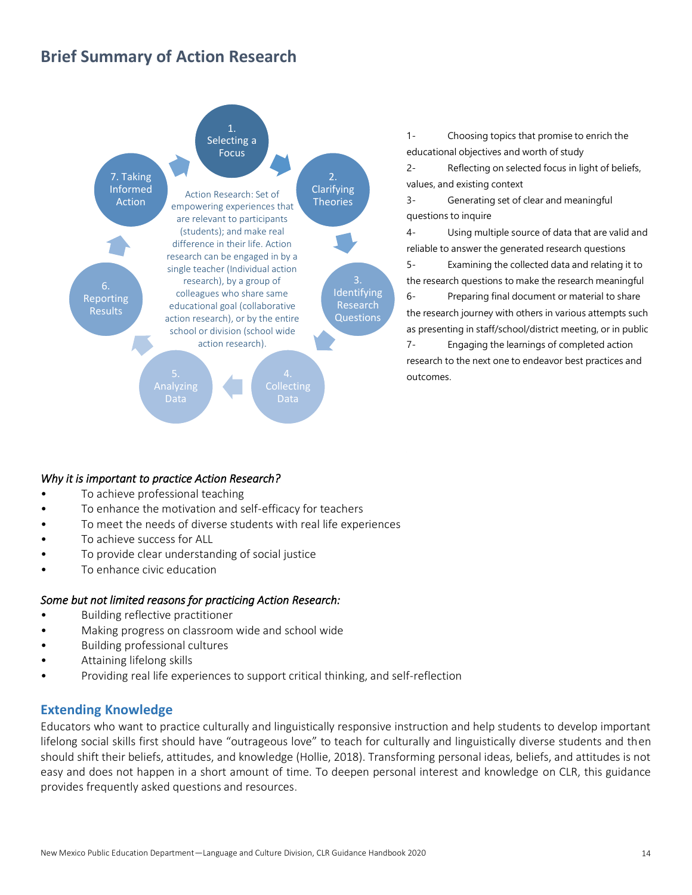## Brief Summary of Action Research

1. Selecting a Focus
2. Clarifying Theories
3. Identifying Research Questions
4. Collecting Data
5. Analyzing Data
6. Reporting Results
7. Taking Informed Action

Action Research: Set of empowering experiences that are relevant to participants (students); and make real difference in their life. Action research can be engaged in by a single teacher (Individual action research), by a group of colleagues who share same educational goal (collaborative action research), or by the entire school or division (school wide action research).

1- Choosing topics that promise to enrich the educational objectives and worth of study

2- Reflecting on selected focus in light of beliefs, values, and existing context

3- Generating set of clear and meaningful questions to inquire

4- Using multiple source of data that are valid and reliable to answer the generated research questions

5- Examining the collected data and relating it to the research questions to make the research meaningful

6- Preparing final document or material to share the research journey with others in various attempts such as presenting in staff/school/district meeting, or in public

7- Engaging the learnings of completed action research to the next one to endeavor best practices and outcomes.

*Why it is important to practice Action Research?*

- To achieve professional teaching
- To enhance the motivation and self-efficacy for teachers
- To meet the needs of diverse students with real life experiences
- To achieve success for ALL
- To provide clear understanding of social justice
- To enhance civic education

*Some but not limited reasons for practicing Action Research:*

- Building reflective practitioner
- Making progress on classroom wide and school wide
- Building professional cultures
- Attaining lifelong skills
- Providing real life experiences to support critical thinking, and self-reflection

### Extending Knowledge

Educators who want to practice culturally and linguistically responsive instruction and help students to develop important lifelong social skills first should have “outrageous love” to teach for culturally and linguistically diverse students and then should shift their beliefs, attitudes, and knowledge (Hollie, 2018). Transforming personal ideas, beliefs, and attitudes is not easy and does not happen in a short amount of time. To deepen personal interest and knowledge on CLR, this guidance provides frequently asked questions and resources.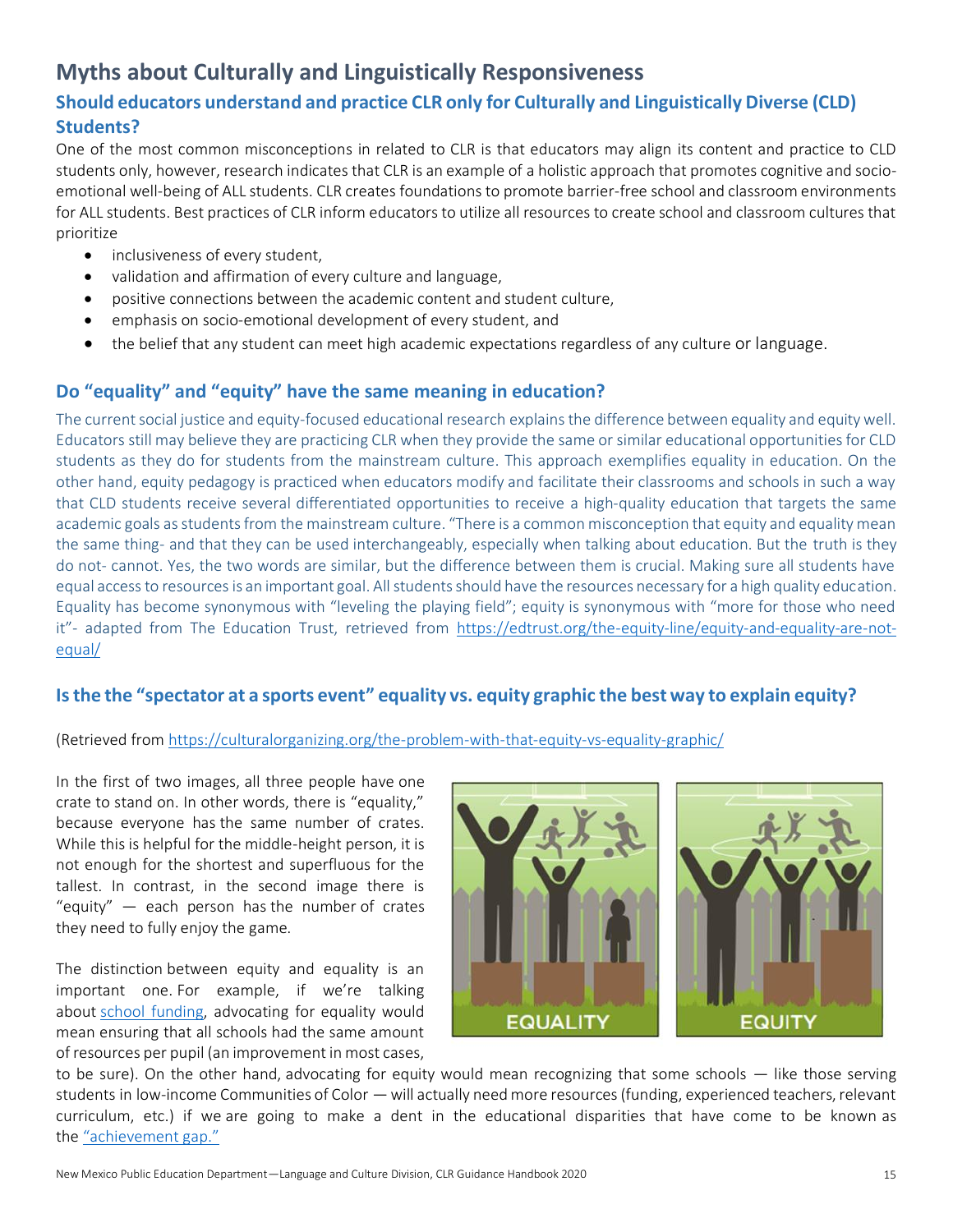## Myths about Culturally and Linguistically Responsiveness

### Should educators understand and practice CLR only for Culturally and Linguistically Diverse (CLD) Students?

One of the most common misconceptions in related to CLR is that educators may align its content and practice to CLD students only, however, research indicates that CLR is an example of a holistic approach that promotes cognitive and socio-emotional well-being of ALL students. CLR creates foundations to promote barrier-free school and classroom environments for ALL students. Best practices of CLR inform educators to utilize all resources to create school and classroom cultures that prioritize

- inclusiveness of every student,
- validation and affirmation of every culture and language,
- positive connections between the academic content and student culture,
- emphasis on socio-emotional development of every student, and
- the belief that any student can meet high academic expectations regardless of any culture or language.

### Do "equality" and "equity" have the same meaning in education?

The current social justice and equity-focused educational research explains the difference between equality and equity well. Educators still may believe they are practicing CLR when they provide the same or similar educational opportunities for CLD students as they do for students from the mainstream culture. This approach exemplifies equality in education. On the other hand, equity pedagogy is practiced when educators modify and facilitate their classrooms and schools in such a way that CLD students receive several differentiated opportunities to receive a high-quality education that targets the same academic goals as students from the mainstream culture. "There is a common misconception that equity and equality mean the same thing- and that they can be used interchangeably, especially when talking about education. But the truth is they do not- cannot. Yes, the two words are similar, but the difference between them is crucial. Making sure all students have equal access to resources is an important goal. All students should have the resources necessary for a high quality education. Equality has become synonymous with "leveling the playing field"; equity is synonymous with "more for those who need it"- adapted from The Education Trust, retrieved from https://edtrust.org/the-equity-line/equity-and-equality-are-not-equal/

### Is the the "spectator at a sports event" equality vs. equity graphic the best way to explain equity?

(Retrieved from https://culturalorganizing.org/the-problem-with-that-equity-vs-equality-graphic/

In the first of two images, all three people have one crate to stand on. In other words, there is "equality," because everyone has the same number of crates. While this is helpful for the middle-height person, it is not enough for the shortest and superfluous for the tallest. In contrast, in the second image there is "equity" — each person has the number of crates they need to fully enjoy the game.

The distinction between equity and equality is an important one. For example, if we're talking about school funding, advocating for equality would mean ensuring that all schools had the same amount of resources per pupil (an improvement in most cases, to be sure). On the other hand, advocating for equity would mean recognizing that some schools — like those serving students in low-income Communities of Color — will actually need more resources (funding, experienced teachers, relevant curriculum, etc.) if we are going to make a dent in the educational disparities that have come to be known as the "achievement gap."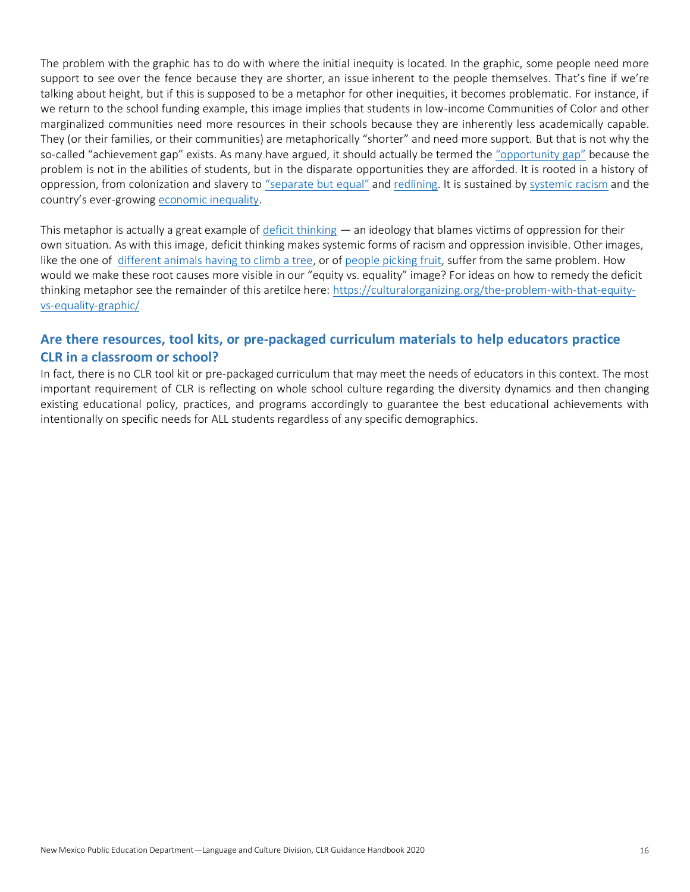The problem with the graphic has to do with where the initial inequity is located. In the graphic, some people need more support to see over the fence because they are shorter, an issue inherent to the people themselves. That's fine if we're talking about height, but if this is supposed to be a metaphor for other inequities, it becomes problematic. For instance, if we return to the school funding example, this image implies that students in low-income Communities of Color and other marginalized communities need more resources in their schools because they are inherently less academically capable. They (or their families, or their communities) are metaphorically "shorter" and need more support. But that is not why the so-called "achievement gap" exists. As many have argued, it should actually be termed the "opportunity gap" because the problem is not in the abilities of students, but in the disparate opportunities they are afforded. It is rooted in a history of oppression, from colonization and slavery to "separate but equal" and redlining. It is sustained by systemic racism and the country's ever-growing economic inequality.

This metaphor is actually a great example of deficit thinking — an ideology that blames victims of oppression for their own situation. As with this image, deficit thinking makes systemic forms of racism and oppression invisible. Other images, like the one of different animals having to climb a tree, or of people picking fruit, suffer from the same problem. How would we make these root causes more visible in our "equity vs. equality" image? For ideas on how to remedy the deficit thinking metaphor see the remainder of this aretilce here: https://culturalorganizing.org/the-problem-with-that-equity-vs-equality-graphic/

## Are there resources, tool kits, or pre-packaged curriculum materials to help educators practice CLR in a classroom or school?

In fact, there is no CLR tool kit or pre-packaged curriculum that may meet the needs of educators in this context. The most important requirement of CLR is reflecting on whole school culture regarding the diversity dynamics and then changing existing educational policy, practices, and programs accordingly to guarantee the best educational achievements with intentionally on specific needs for ALL students regardless of any specific demographics.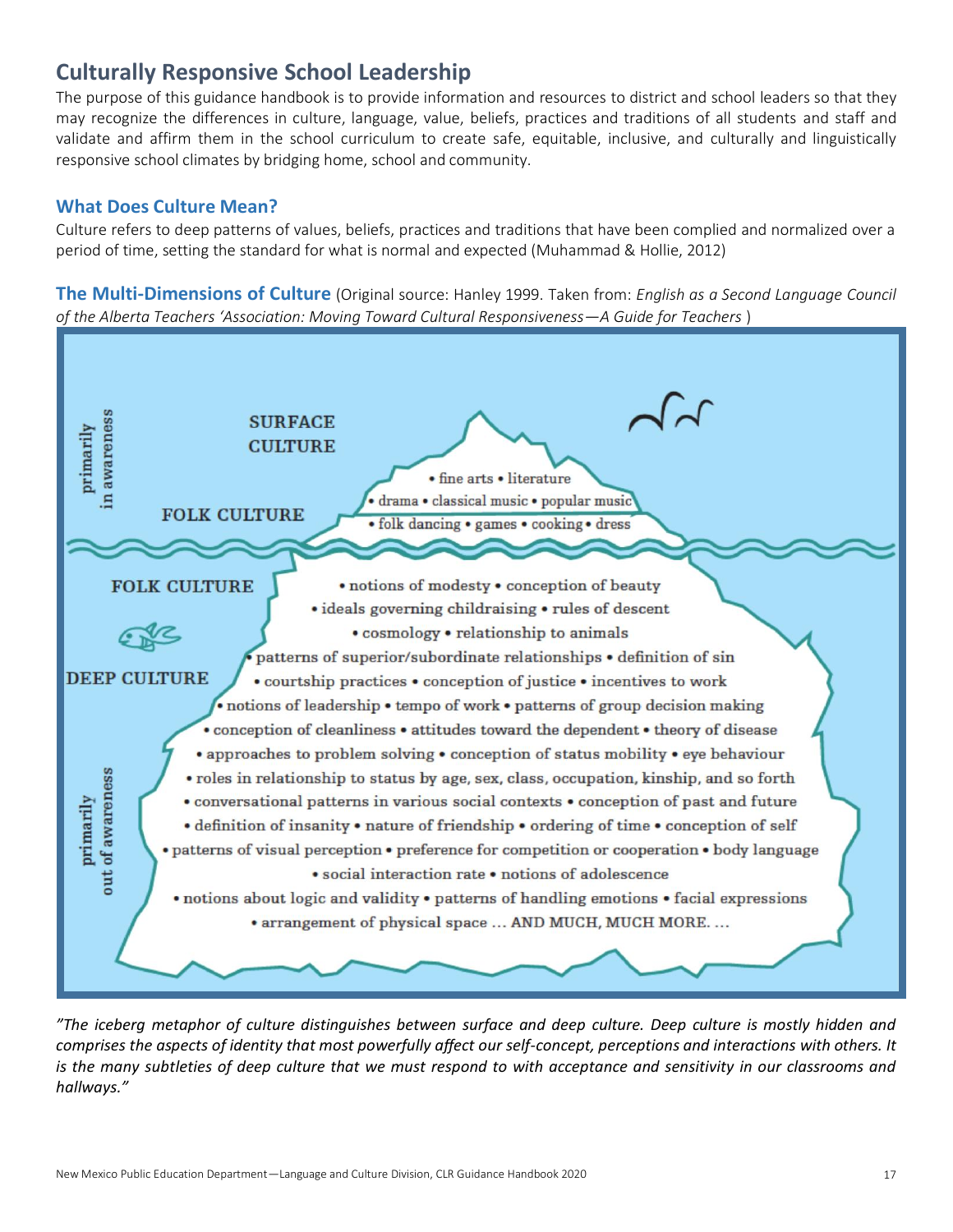## Culturally Responsive School Leadership

The purpose of this guidance handbook is to provide information and resources to district and school leaders so that they may recognize the differences in culture, language, value, beliefs, practices and traditions of all students and staff and validate and affirm them in the school curriculum to create safe, equitable, inclusive, and culturally and linguistically responsive school climates by bridging home, school and community.

### What Does Culture Mean?

Culture refers to deep patterns of values, beliefs, practices and traditions that have been complied and normalized over a period of time, setting the standard for what is normal and expected (Muhammad & Hollie, 2012)

### The Multi-Dimensions of Culture

(Original source: Hanley 1999. Taken from: *English as a Second Language Council of the Alberta Teachers 'Association: Moving Toward Cultural Responsiveness—A Guide for Teachers* )

primarily in awareness

**SURFACE CULTURE**

- fine arts • literature
- drama • classical music • popular music

**FOLK CULTURE**

- folk dancing • games • cooking • dress

**FOLK CULTURE**

- notions of modesty • conception of beauty
- ideals governing childraising • rules of descent
- cosmology • relationship to animals
- patterns of superior/subordinate relationships • definition of sin

**DEEP CULTURE**

- courtship practices • conception of justice • incentives to work
- notions of leadership • tempo of work • patterns of group decision making
- conception of cleanliness • attitudes toward the dependent • theory of disease
- approaches to problem solving • conception of status mobility • eye behaviour
- roles in relationship to status by age, sex, class, occupation, kinship, and so forth
- conversational patterns in various social contexts • conception of past and future
- definition of insanity • nature of friendship • ordering of time • conception of self
- patterns of visual perception • preference for competition or cooperation • body language
- social interaction rate • notions of adolescence
- notions about logic and validity • patterns of handling emotions • facial expressions
- arrangement of physical space … AND MUCH, MUCH MORE. …

primarily out of awareness

*"The iceberg metaphor of culture distinguishes between surface and deep culture. Deep culture is mostly hidden and comprises the aspects of identity that most powerfully affect our self-concept, perceptions and interactions with others. It is the many subtleties of deep culture that we must respond to with acceptance and sensitivity in our classrooms and hallways."*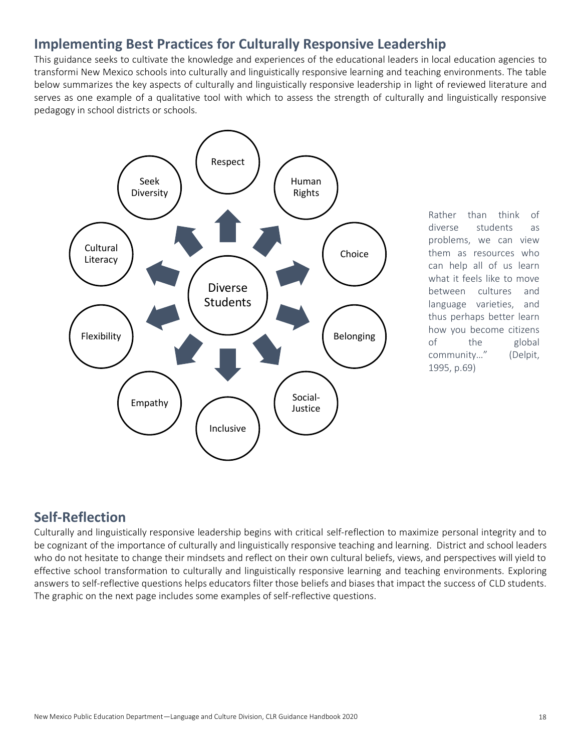## Implementing Best Practices for Culturally Responsive Leadership

This guidance seeks to cultivate the knowledge and experiences of the educational leaders in local education agencies to transformi New Mexico schools into culturally and linguistically responsive learning and teaching environments. The table below summarizes the key aspects of culturally and linguistically responsive leadership in light of reviewed literature and serves as one example of a qualitative tool with which to assess the strength of culturally and linguistically responsive pedagogy in school districts or schools.

Diverse Students

- Respect
- Human Rights
- Choice
- Belonging
- Social-Justice
- Inclusive
- Empathy
- Flexibility
- Cultural Literacy
- Seek Diversity

Rather than think of diverse students as problems, we can view them as resources who can help all of us learn what it feels like to move between cultures and language varieties, and thus perhaps better learn how you become citizens of the global community…" (Delpit, 1995, p.69)

## Self-Reflection

Culturally and linguistically responsive leadership begins with critical self-reflection to maximize personal integrity and to be cognizant of the importance of culturally and linguistically responsive teaching and learning. District and school leaders who do not hesitate to change their mindsets and reflect on their own cultural beliefs, views, and perspectives will yield to effective school transformation to culturally and linguistically responsive learning and teaching environments. Exploring answers to self-reflective questions helps educators filter those beliefs and biases that impact the success of CLD students. The graphic on the next page includes some examples of self-reflective questions.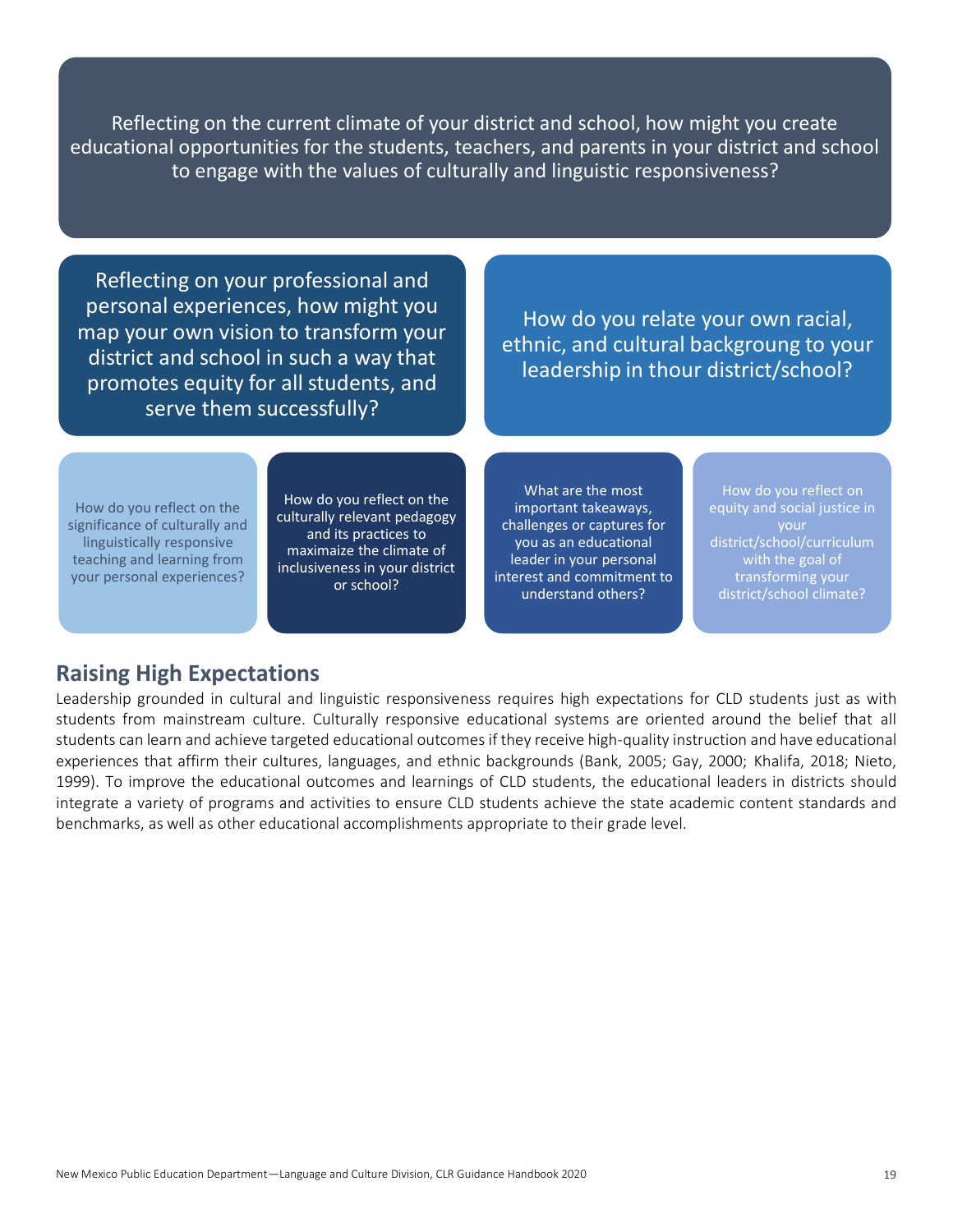Reflecting on the current climate of your district and school, how might you create educational opportunities for the students, teachers, and parents in your district and school to engage with the values of culturally and linguistic responsiveness?

Reflecting on your professional and personal experiences, how might you map your own vision to transform your district and school in such a way that promotes equity for all students, and serve them successfully?

How do you relate your own racial, ethnic, and cultural backgroung to your leadership in thour district/school?

How do you reflect on the significance of culturally and linguistically responsive teaching and learning from your personal experiences?

How do you reflect on the culturally relevant pedagogy and its practices to maximaize the climate of inclusiveness in your district or school?

What are the most important takeaways, challenges or captures for you as an educational leader in your personal interest and commitment to understand others?

How do you reflect on equity and social justice in your district/school/curriculum with the goal of transforming your district/school climate?

## Raising High Expectations

Leadership grounded in cultural and linguistic responsiveness requires high expectations for CLD students just as with students from mainstream culture. Culturally responsive educational systems are oriented around the belief that all students can learn and achieve targeted educational outcomes if they receive high-quality instruction and have educational experiences that affirm their cultures, languages, and ethnic backgrounds (Bank, 2005; Gay, 2000; Khalifa, 2018; Nieto, 1999). To improve the educational outcomes and learnings of CLD students, the educational leaders in districts should integrate a variety of programs and activities to ensure CLD students achieve the state academic content standards and benchmarks, as well as other educational accomplishments appropriate to their grade level.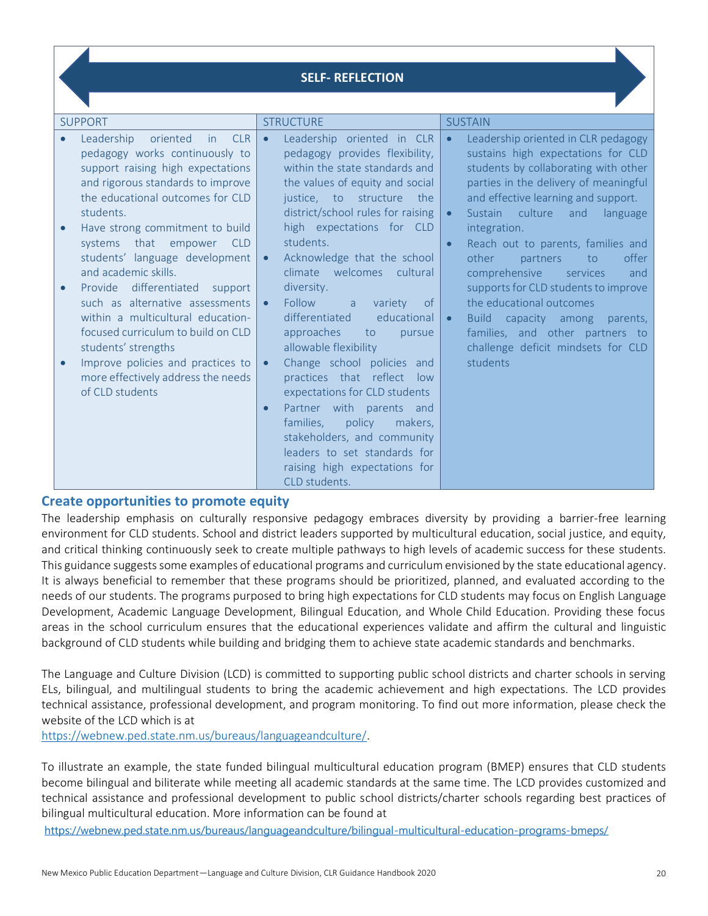**SELF- REFLECTION**

| SUPPORT | STRUCTURE | SUSTAIN |
| --- | --- | --- |
| • Leadership oriented in CLR pedagogy works continuously to support raising high expectations and rigorous standards to improve the educational outcomes for CLD students.<br>• Have strong commitment to build systems that empower CLD students' language development and academic skills.<br>• Provide differentiated support such as alternative assessments within a multicultural education-focused curriculum to build on CLD students' strengths<br>• Improve policies and practices to more effectively address the needs of CLD students | • Leadership oriented in CLR pedagogy provides flexibility, within the state standards and the values of equity and social justice, to structure the district/school rules for raising high expectations for CLD students.<br>• Acknowledge that the school climate welcomes cultural diversity.<br>• Follow a variety of differentiated educational approaches to pursue allowable flexibility<br>• Change school policies and practices that reflect low expectations for CLD students<br>• Partner with parents and families, policy makers, stakeholders, and community leaders to set standards for raising high expectations for CLD students. | • Leadership oriented in CLR pedagogy sustains high expectations for CLD students by collaborating with other parties in the delivery of meaningful and effective learning and support.<br>• Sustain culture and language integration.<br>• Reach out to parents, families and other partners to offer comprehensive services and supports for CLD students to improve the educational outcomes<br>• Build capacity among parents, families, and other partners to challenge deficit mindsets for CLD students |

## Create opportunities to promote equity

The leadership emphasis on culturally responsive pedagogy embraces diversity by providing a barrier-free learning environment for CLD students. School and district leaders supported by multicultural education, social justice, and equity, and critical thinking continuously seek to create multiple pathways to high levels of academic success for these students. This guidance suggests some examples of educational programs and curriculum envisioned by the state educational agency. It is always beneficial to remember that these programs should be prioritized, planned, and evaluated according to the needs of our students. The programs purposed to bring high expectations for CLD students may focus on English Language Development, Academic Language Development, Bilingual Education, and Whole Child Education. Providing these focus areas in the school curriculum ensures that the educational experiences validate and affirm the cultural and linguistic background of CLD students while building and bridging them to achieve state academic standards and benchmarks.

The Language and Culture Division (LCD) is committed to supporting public school districts and charter schools in serving ELs, bilingual, and multilingual students to bring the academic achievement and high expectations. The LCD provides technical assistance, professional development, and program monitoring. To find out more information, please check the website of the LCD which is at
https://webnew.ped.state.nm.us/bureaus/languageandculture/.

To illustrate an example, the state funded bilingual multicultural education program (BMEP) ensures that CLD students become bilingual and biliterate while meeting all academic standards at the same time. The LCD provides customized and technical assistance and professional development to public school districts/charter schools regarding best practices of bilingual multicultural education. More information can be found at
https://webnew.ped.state.nm.us/bureaus/languageandculture/bilingual-multicultural-education-programs-bmeps/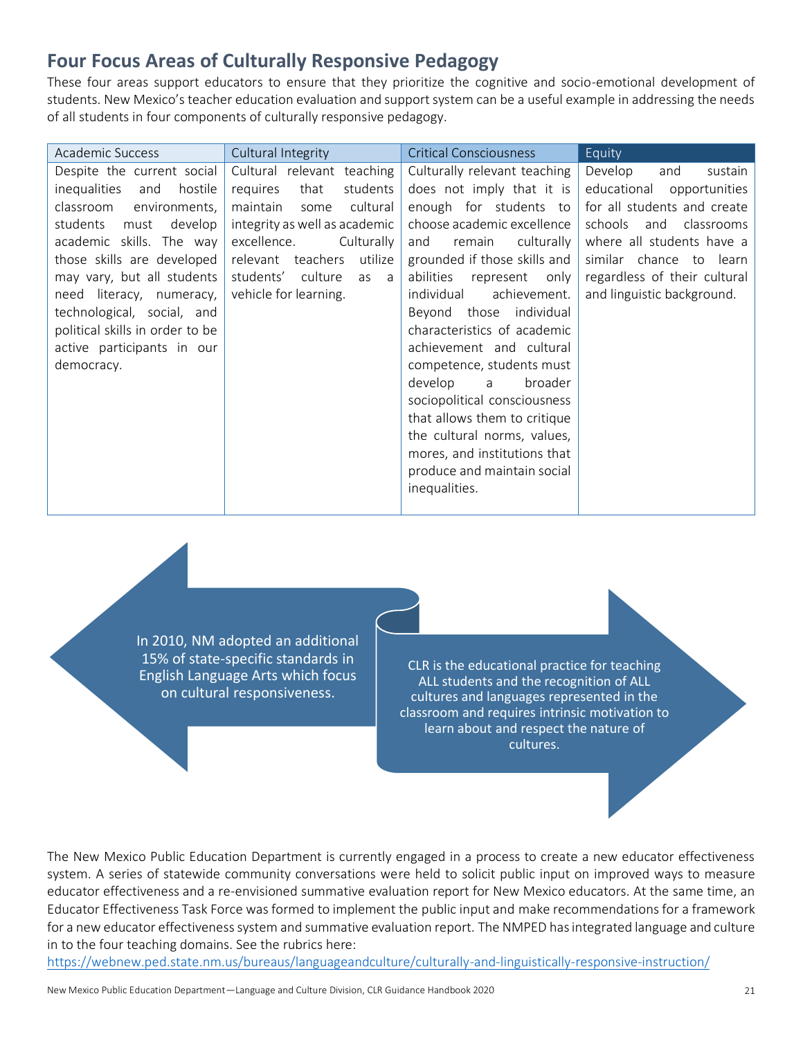## Four Focus Areas of Culturally Responsive Pedagogy

These four areas support educators to ensure that they prioritize the cognitive and socio-emotional development of students. New Mexico's teacher education evaluation and support system can be a useful example in addressing the needs of all students in four components of culturally responsive pedagogy.

| Academic Success | Cultural Integrity | Critical Consciousness | Equity |
|---|---|---|---|
| Despite the current social inequalities and hostile classroom environments, students must develop academic skills. The way those skills are developed may vary, but all students need literacy, numeracy, technological, social, and political skills in order to be active participants in our democracy. | Cultural relevant teaching requires that students maintain some cultural integrity as well as academic excellence. Culturally relevant teachers utilize students' culture as a vehicle for learning. | Culturally relevant teaching does not imply that it is enough for students to choose academic excellence and remain culturally grounded if those skills and abilities represent only individual achievement. Beyond those individual characteristics of academic achievement and cultural competence, students must develop a broader sociopolitical consciousness that allows them to critique the cultural norms, values, mores, and institutions that produce and maintain social inequalities. | Develop and sustain educational opportunities for all students and create schools and classrooms where all students have a similar chance to learn regardless of their cultural and linguistic background. |

In 2010, NM adopted an additional 15% of state-specific standards in English Language Arts which focus on cultural responsiveness.

CLR is the educational practice for teaching ALL students and the recognition of ALL cultures and languages represented in the classroom and requires intrinsic motivation to learn about and respect the nature of cultures.

The New Mexico Public Education Department is currently engaged in a process to create a new educator effectiveness system. A series of statewide community conversations were held to solicit public input on improved ways to measure educator effectiveness and a re-envisioned summative evaluation report for New Mexico educators. At the same time, an Educator Effectiveness Task Force was formed to implement the public input and make recommendations for a framework for a new educator effectiveness system and summative evaluation report. The NMPED has integrated language and culture in to the four teaching domains. See the rubrics here:
https://webnew.ped.state.nm.us/bureaus/languageandculture/culturally-and-linguistically-responsive-instruction/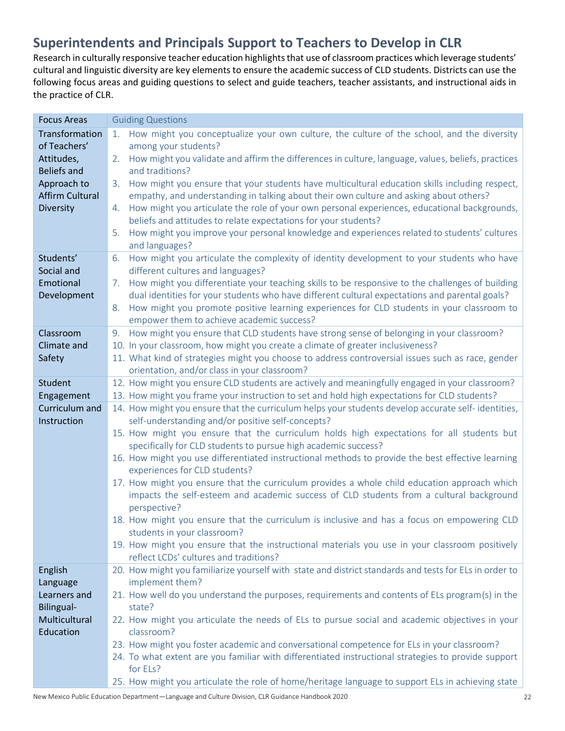## Superintendents and Principals Support to Teachers to Develop in CLR

Research in culturally responsive teacher education highlights that use of classroom practices which leverage students' cultural and linguistic diversity are key elements to ensure the academic success of CLD students. Districts can use the following focus areas and guiding questions to select and guide teachers, teacher assistants, and instructional aids in the practice of CLR.

| Focus Areas | Guiding Questions |
| --- | --- |
| Transformation of Teachers' Attitudes, Beliefs and Approach to Affirm Cultural Diversity | 1. How might you conceptualize your own culture, the culture of the school, and the diversity among your students?<br>2. How might you validate and affirm the differences in culture, language, values, beliefs, practices and traditions?<br>3. How might you ensure that your students have multicultural education skills including respect, empathy, and understanding in talking about their own culture and asking about others?<br>4. How might you articulate the role of your own personal experiences, educational backgrounds, beliefs and attitudes to relate expectations for your students?<br>5. How might you improve your personal knowledge and experiences related to students' cultures and languages? |
| Students' Social and Emotional Development | 6. How might you articulate the complexity of identity development to your students who have different cultures and languages?<br>7. How might you differentiate your teaching skills to be responsive to the challenges of building dual identities for your students who have different cultural expectations and parental goals?<br>8. How might you promote positive learning experiences for CLD students in your classroom to empower them to achieve academic success? |
| Classroom Climate and Safety | 9. How might you ensure that CLD students have strong sense of belonging in your classroom?<br>10. In your classroom, how might you create a climate of greater inclusiveness?<br>11. What kind of strategies might you choose to address controversial issues such as race, gender orientation, and/or class in your classroom? |
| Student Engagement | 12. How might you ensure CLD students are actively and meaningfully engaged in your classroom?<br>13. How might you frame your instruction to set and hold high expectations for CLD students? |
| Curriculum and Instruction | 14. How might you ensure that the curriculum helps your students develop accurate self- identities, self-understanding and/or positive self-concepts?<br>15. How might you ensure that the curriculum holds high expectations for all students but specifically for CLD students to pursue high academic success?<br>16. How might you use differentiated instructional methods to provide the best effective learning experiences for CLD students?<br>17. How might you ensure that the curriculum provides a whole child education approach which impacts the self-esteem and academic success of CLD students from a cultural background perspective?<br>18. How might you ensure that the curriculum is inclusive and has a focus on empowering CLD students in your classroom?<br>19. How might you ensure that the instructional materials you use in your classroom positively reflect LCDs' cultures and traditions? |
| English Language Learners and Bilingual-Multicultural Education | 20. How might you familiarize yourself with state and district standards and tests for ELs in order to implement them?<br>21. How well do you understand the purposes, requirements and contents of ELs program(s) in the state?<br>22. How might you articulate the needs of ELs to pursue social and academic objectives in your classroom?<br>23. How might you foster academic and conversational competence for ELs in your classroom?<br>24. To what extent are you familiar with differentiated instructional strategies to provide support for ELs?<br>25. How might you articulate the role of home/heritage language to support ELs in achieving state |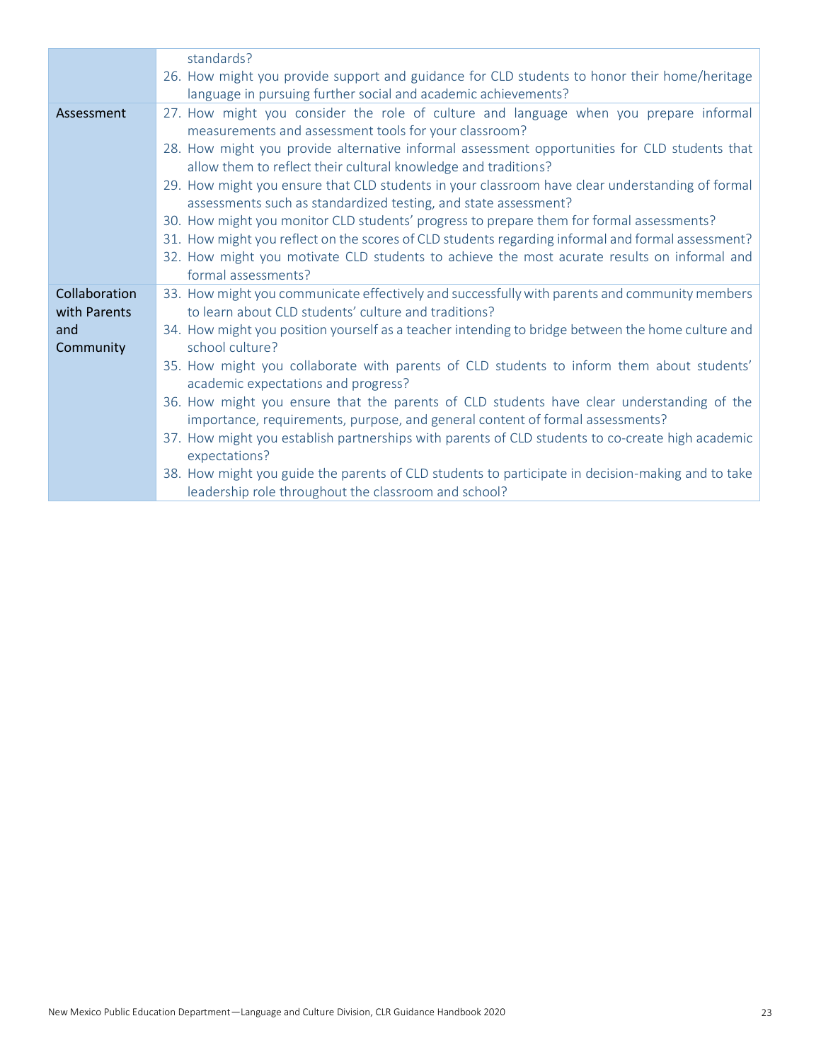| | |
|---|---|
| | standards?<br>26. How might you provide support and guidance for CLD students to honor their home/heritage language in pursuing further social and academic achievements? |
| Assessment | 27. How might you consider the role of culture and language when you prepare informal measurements and assessment tools for your classroom?<br>28. How might you provide alternative informal assessment opportunities for CLD students that allow them to reflect their cultural knowledge and traditions?<br>29. How might you ensure that CLD students in your classroom have clear understanding of formal assessments such as standardized testing, and state assessment?<br>30. How might you monitor CLD students' progress to prepare them for formal assessments?<br>31. How might you reflect on the scores of CLD students regarding informal and formal assessment?<br>32. How might you motivate CLD students to achieve the most acurate results on informal and formal assessments? |
| Collaboration with Parents and Community | 33. How might you communicate effectively and successfully with parents and community members to learn about CLD students' culture and traditions?<br>34. How might you position yourself as a teacher intending to bridge between the home culture and school culture?<br>35. How might you collaborate with parents of CLD students to inform them about students' academic expectations and progress?<br>36. How might you ensure that the parents of CLD students have clear understanding of the importance, requirements, purpose, and general content of formal assessments?<br>37. How might you establish partnerships with parents of CLD students to co-create high academic expectations?<br>38. How might you guide the parents of CLD students to participate in decision-making and to take leadership role throughout the classroom and school? |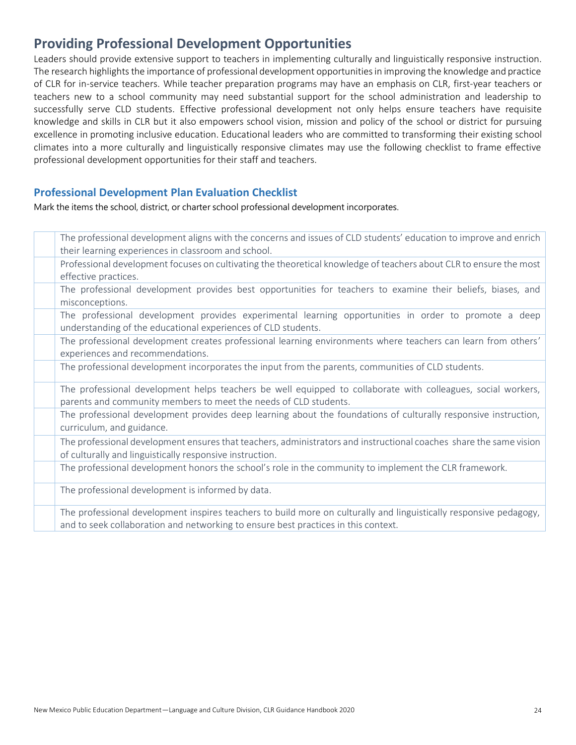## Providing Professional Development Opportunities

Leaders should provide extensive support to teachers in implementing culturally and linguistically responsive instruction. The research highlights the importance of professional development opportunities in improving the knowledge and practice of CLR for in-service teachers. While teacher preparation programs may have an emphasis on CLR, first-year teachers or teachers new to a school community may need substantial support for the school administration and leadership to successfully serve CLD students. Effective professional development not only helps ensure teachers have requisite knowledge and skills in CLR but it also empowers school vision, mission and policy of the school or district for pursuing excellence in promoting inclusive education. Educational leaders who are committed to transforming their existing school climates into a more culturally and linguistically responsive climates may use the following checklist to frame effective professional development opportunities for their staff and teachers.

### Professional Development Plan Evaluation Checklist

Mark the items the school, district, or charter school professional development incorporates.

| | |
|---|---|
| | The professional development aligns with the concerns and issues of CLD students' education to improve and enrich their learning experiences in classroom and school. |
| | Professional development focuses on cultivating the theoretical knowledge of teachers about CLR to ensure the most effective practices. |
| | The professional development provides best opportunities for teachers to examine their beliefs, biases, and misconceptions. |
| | The professional development provides experimental learning opportunities in order to promote a deep understanding of the educational experiences of CLD students. |
| | The professional development creates professional learning environments where teachers can learn from others' experiences and recommendations. |
| | The professional development incorporates the input from the parents, communities of CLD students. |
| | The professional development helps teachers be well equipped to collaborate with colleagues, social workers, parents and community members to meet the needs of CLD students. |
| | The professional development provides deep learning about the foundations of culturally responsive instruction, curriculum, and guidance. |
| | The professional development ensures that teachers, administrators and instructional coaches share the same vision of culturally and linguistically responsive instruction. |
| | The professional development honors the school's role in the community to implement the CLR framework. |
| | The professional development is informed by data. |
| | The professional development inspires teachers to build more on culturally and linguistically responsive pedagogy, and to seek collaboration and networking to ensure best practices in this context. |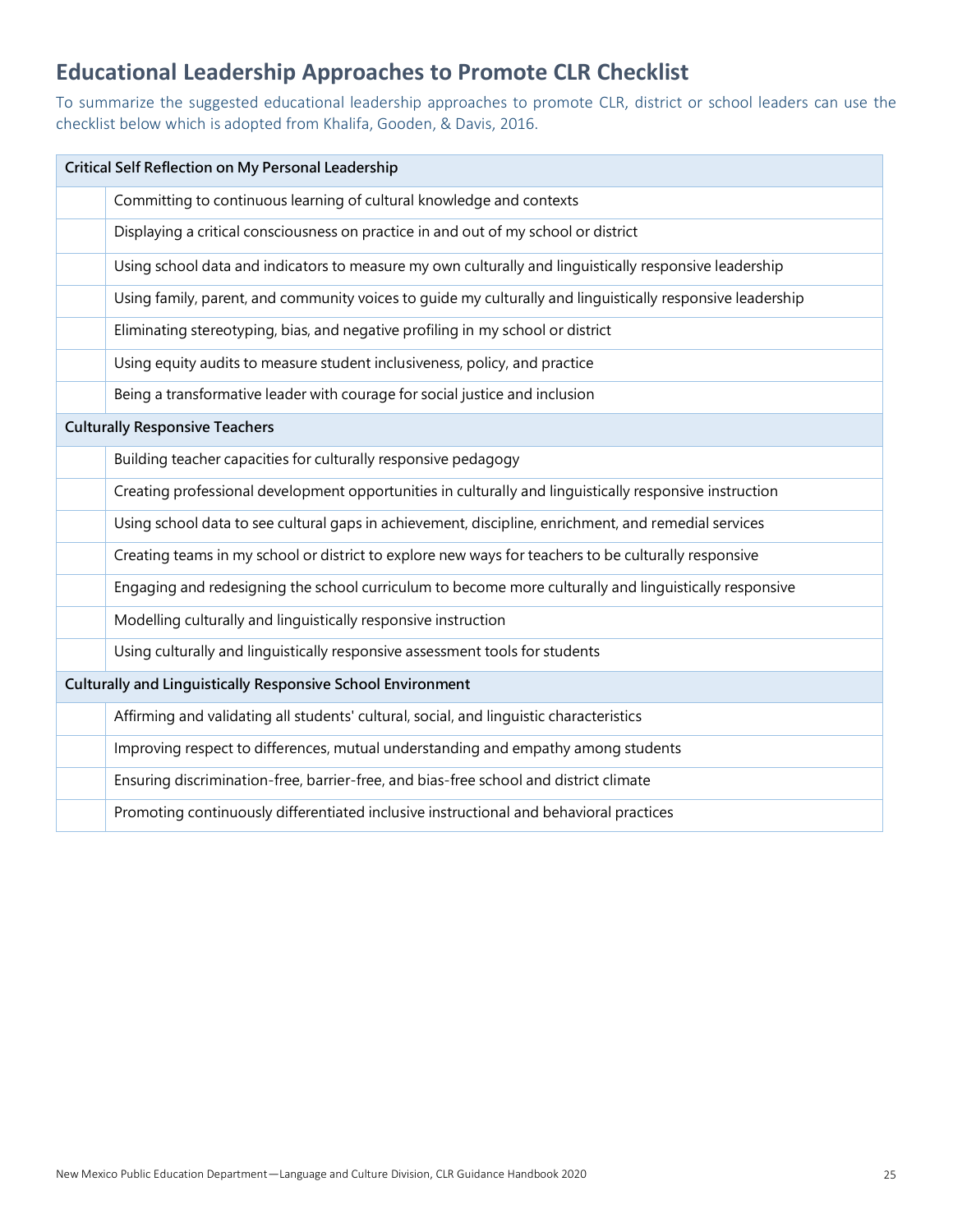## Educational Leadership Approaches to Promote CLR Checklist

To summarize the suggested educational leadership approaches to promote CLR, district or school leaders can use the checklist below which is adopted from Khalifa, Gooden, & Davis, 2016.

| | |
|---|---|
| **Critical Self Reflection on My Personal Leadership** | |
| | Committing to continuous learning of cultural knowledge and contexts |
| | Displaying a critical consciousness on practice in and out of my school or district |
| | Using school data and indicators to measure my own culturally and linguistically responsive leadership |
| | Using family, parent, and community voices to guide my culturally and linguistically responsive leadership |
| | Eliminating stereotyping, bias, and negative profiling in my school or district |
| | Using equity audits to measure student inclusiveness, policy, and practice |
| | Being a transformative leader with courage for social justice and inclusion |
| **Culturally Responsive Teachers** | |
| | Building teacher capacities for culturally responsive pedagogy |
| | Creating professional development opportunities in culturally and linguistically responsive instruction |
| | Using school data to see cultural gaps in achievement, discipline, enrichment, and remedial services |
| | Creating teams in my school or district to explore new ways for teachers to be culturally responsive |
| | Engaging and redesigning the school curriculum to become more culturally and linguistically responsive |
| | Modelling culturally and linguistically responsive instruction |
| | Using culturally and linguistically responsive assessment tools for students |
| **Culturally and Linguistically Responsive School Environment** | |
| | Affirming and validating all students' cultural, social, and linguistic characteristics |
| | Improving respect to differences, mutual understanding and empathy among students |
| | Ensuring discrimination-free, barrier-free, and bias-free school and district climate |
| | Promoting continuously differentiated inclusive instructional and behavioral practices |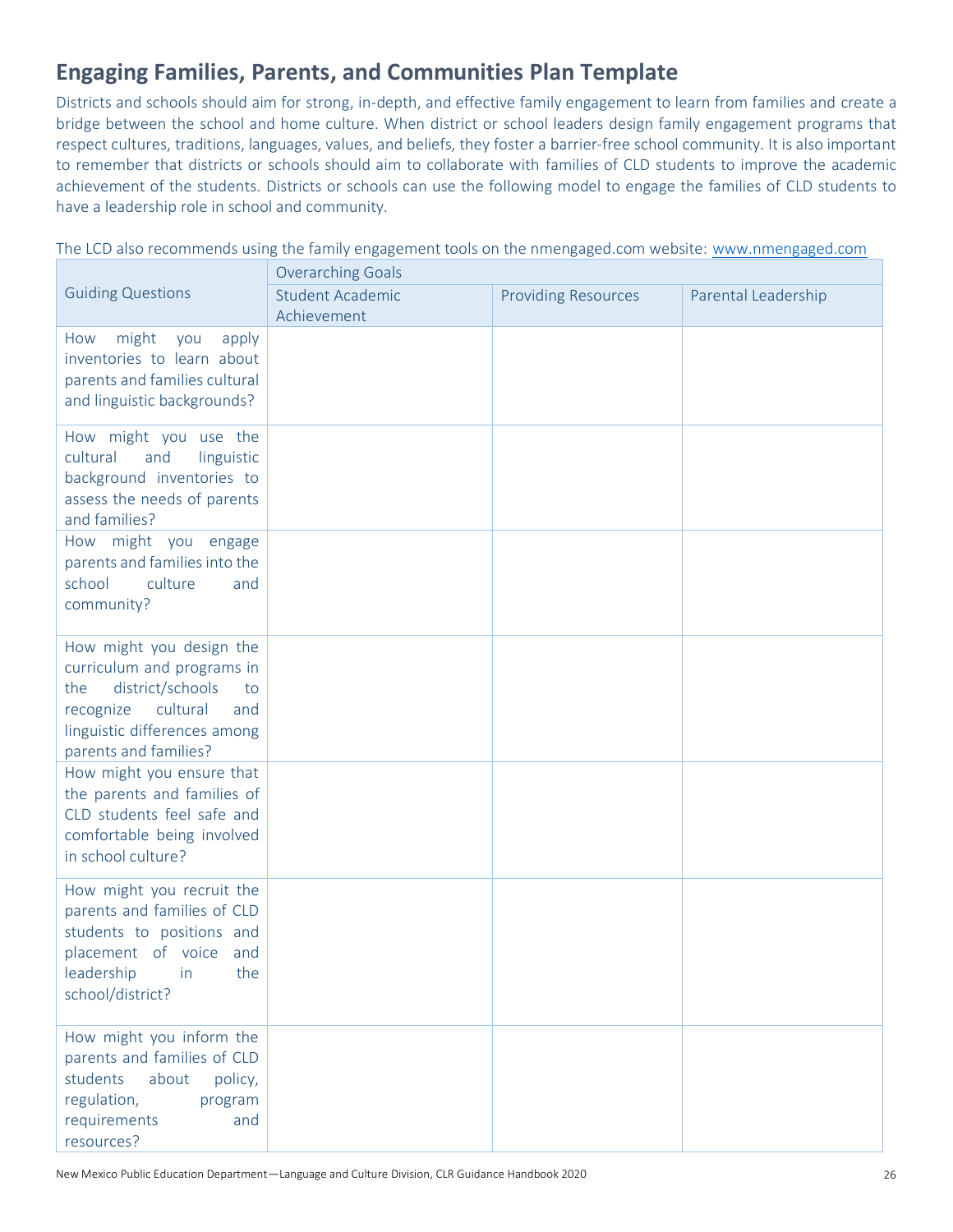## Engaging Families, Parents, and Communities Plan Template

Districts and schools should aim for strong, in-depth, and effective family engagement to learn from families and create a bridge between the school and home culture. When district or school leaders design family engagement programs that respect cultures, traditions, languages, values, and beliefs, they foster a barrier-free school community. It is also important to remember that districts or schools should aim to collaborate with families of CLD students to improve the academic achievement of the students. Districts or schools can use the following model to engage the families of CLD students to have a leadership role in school and community.

The LCD also recommends using the family engagement tools on the nmengaged.com website: [www.nmengaged.com](www.nmengaged.com)

| Guiding Questions | Overarching Goals | | |
|---|---|---|---|
| | Student Academic Achievement | Providing Resources | Parental Leadership |
| How might you apply inventories to learn about parents and families cultural and linguistic backgrounds? | | | |
| How might you use the cultural and linguistic background inventories to assess the needs of parents and families? | | | |
| How might you engage parents and families into the school culture and community? | | | |
| How might you design the curriculum and programs in the district/schools to recognize cultural and linguistic differences among parents and families? | | | |
| How might you ensure that the parents and families of CLD students feel safe and comfortable being involved in school culture? | | | |
| How might you recruit the parents and families of CLD students to positions and placement of voice and leadership in the school/district? | | | |
| How might you inform the parents and families of CLD students about policy, regulation, program requirements and resources? | | | |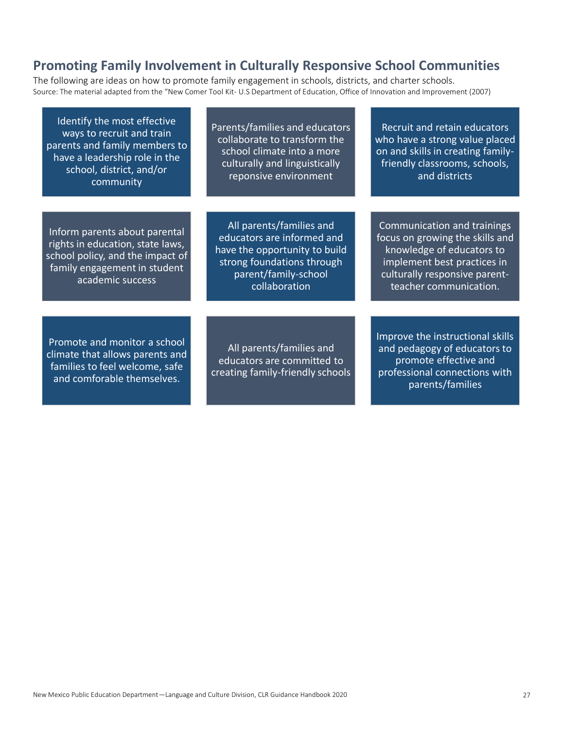## Promoting Family Involvement in Culturally Responsive School Communities

The following are ideas on how to promote family engagement in schools, districts, and charter schools.

Source: The material adapted from the "New Comer Tool Kit- U.S Department of Education, Office of Innovation and Improvement (2007)

- Identify the most effective ways to recruit and train parents and family members to have a leadership role in the school, district, and/or community
- Parents/families and educators collaborate to transform the school climate into a more culturally and linguistically reponsive environment
- Recruit and retain educators who have a strong value placed on and skills in creating family-friendly classrooms, schools, and districts
- Inform parents about parental rights in education, state laws, school policy, and the impact of family engagement in student academic success
- All parents/families and educators are informed and have the opportunity to build strong foundations through parent/family-school collaboration
- Communication and trainings focus on growing the skills and knowledge of educators to implement best practices in culturally responsive parent-teacher communication.
- Promote and monitor a school climate that allows parents and families to feel welcome, safe and comforable themselves.
- All parents/families and educators are committed to creating family-friendly schools
- Improve the instructional skills and pedagogy of educators to promote effective and professional connections with parents/families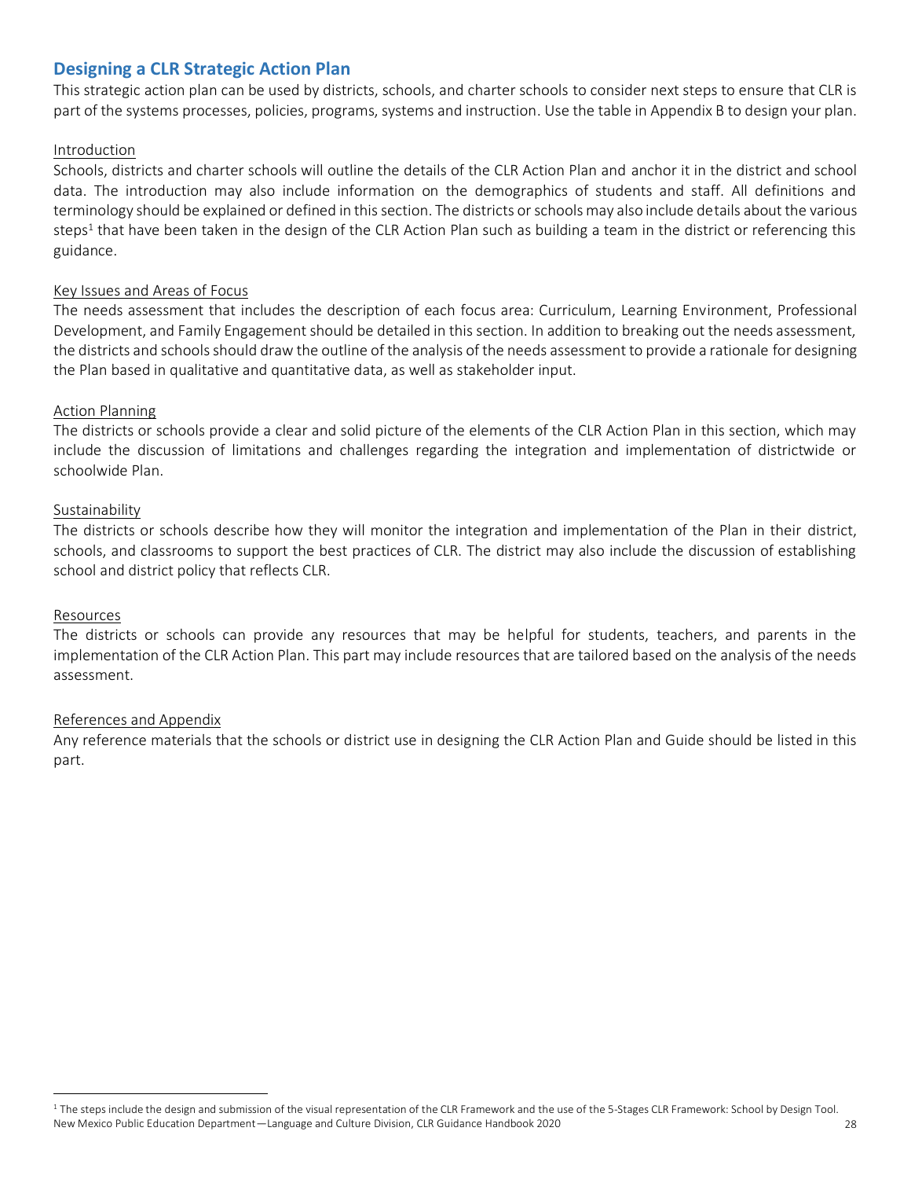## Designing a CLR Strategic Action Plan

This strategic action plan can be used by districts, schools, and charter schools to consider next steps to ensure that CLR is part of the systems processes, policies, programs, systems and instruction. Use the table in Appendix B to design your plan.

### Introduction

Schools, districts and charter schools will outline the details of the CLR Action Plan and anchor it in the district and school data. The introduction may also include information on the demographics of students and staff. All definitions and terminology should be explained or defined in this section. The districts or schools may also include details about the various steps[1] that have been taken in the design of the CLR Action Plan such as building a team in the district or referencing this guidance.

### Key Issues and Areas of Focus

The needs assessment that includes the description of each focus area: Curriculum, Learning Environment, Professional Development, and Family Engagement should be detailed in this section. In addition to breaking out the needs assessment, the districts and schools should draw the outline of the analysis of the needs assessment to provide a rationale for designing the Plan based in qualitative and quantitative data, as well as stakeholder input.

### Action Planning

The districts or schools provide a clear and solid picture of the elements of the CLR Action Plan in this section, which may include the discussion of limitations and challenges regarding the integration and implementation of districtwide or schoolwide Plan.

### Sustainability

The districts or schools describe how they will monitor the integration and implementation of the Plan in their district, schools, and classrooms to support the best practices of CLR. The district may also include the discussion of establishing school and district policy that reflects CLR.

### Resources

The districts or schools can provide any resources that may be helpful for students, teachers, and parents in the implementation of the CLR Action Plan. This part may include resources that are tailored based on the analysis of the needs assessment.

### References and Appendix

Any reference materials that the schools or district use in designing the CLR Action Plan and Guide should be listed in this part.

---

[1] The steps include the design and submission of the visual representation of the CLR Framework and the use of the 5-Stages CLR Framework: School by Design Tool.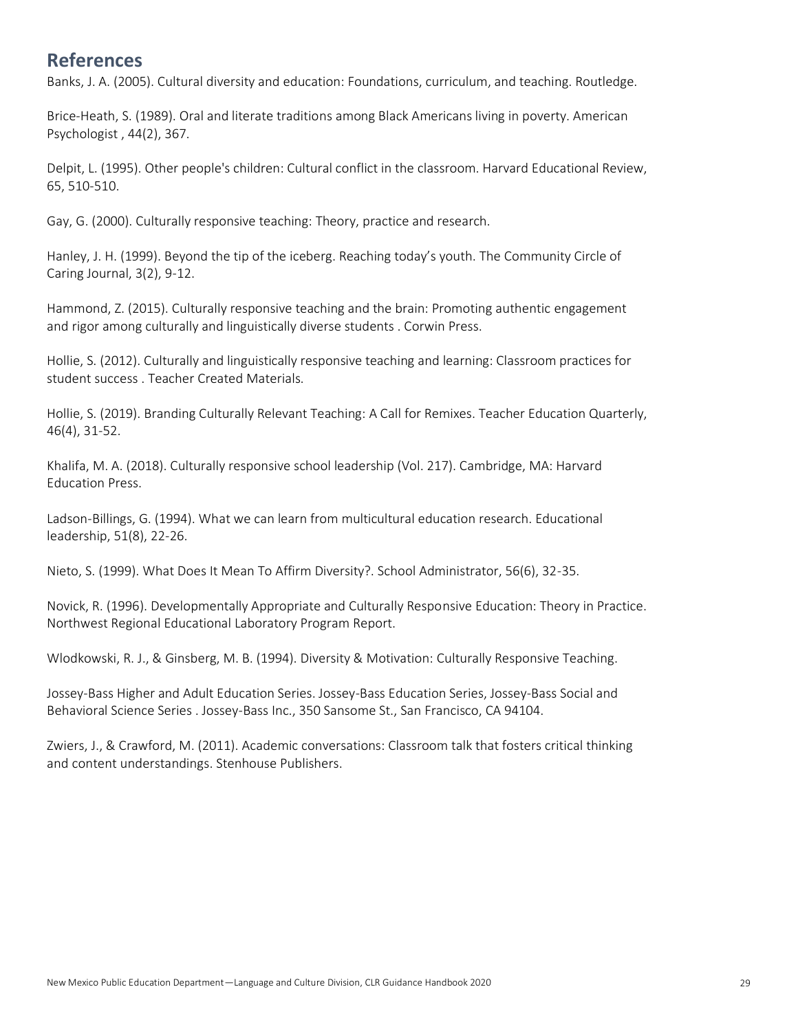## References

Banks, J. A. (2005). Cultural diversity and education: Foundations, curriculum, and teaching. Routledge.

Brice-Heath, S. (1989). Oral and literate traditions among Black Americans living in poverty. American Psychologist , 44(2), 367.

Delpit, L. (1995). Other people's children: Cultural conflict in the classroom. Harvard Educational Review, 65, 510-510.

Gay, G. (2000). Culturally responsive teaching: Theory, practice and research.

Hanley, J. H. (1999). Beyond the tip of the iceberg. Reaching today's youth. The Community Circle of Caring Journal, 3(2), 9-12.

Hammond, Z. (2015). Culturally responsive teaching and the brain: Promoting authentic engagement and rigor among culturally and linguistically diverse students . Corwin Press.

Hollie, S. (2012). Culturally and linguistically responsive teaching and learning: Classroom practices for student success . Teacher Created Materials.

Hollie, S. (2019). Branding Culturally Relevant Teaching: A Call for Remixes. Teacher Education Quarterly, 46(4), 31-52.

Khalifa, M. A. (2018). Culturally responsive school leadership (Vol. 217). Cambridge, MA: Harvard Education Press.

Ladson-Billings, G. (1994). What we can learn from multicultural education research. Educational leadership, 51(8), 22-26.

Nieto, S. (1999). What Does It Mean To Affirm Diversity?. School Administrator, 56(6), 32-35.

Novick, R. (1996). Developmentally Appropriate and Culturally Responsive Education: Theory in Practice. Northwest Regional Educational Laboratory Program Report.

Wlodkowski, R. J., & Ginsberg, M. B. (1994). Diversity & Motivation: Culturally Responsive Teaching.

Jossey-Bass Higher and Adult Education Series. Jossey-Bass Education Series, Jossey-Bass Social and Behavioral Science Series . Jossey-Bass Inc., 350 Sansome St., San Francisco, CA 94104.

Zwiers, J., & Crawford, M. (2011). Academic conversations: Classroom talk that fosters critical thinking and content understandings. Stenhouse Publishers.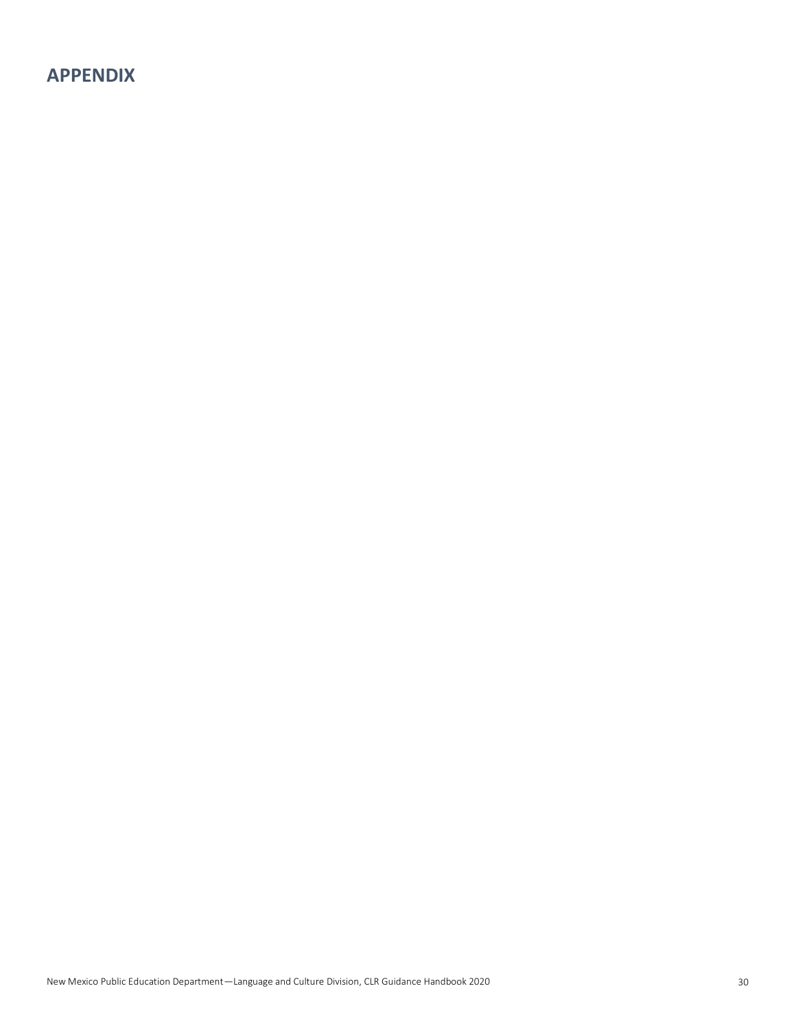## APPENDIX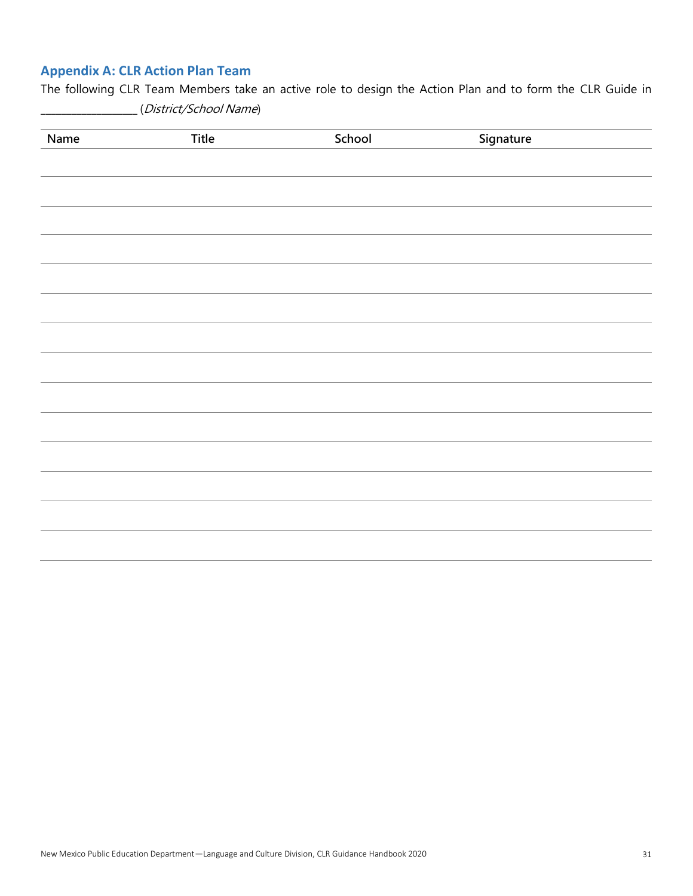## Appendix A: CLR Action Plan Team

The following CLR Team Members take an active role to design the Action Plan and to form the CLR Guide in ________________ (*District/School Name*)

| Name | Title | School | Signature |
|---|---|---|---|
| | | | |
| | | | |
| | | | |
| | | | |
| | | | |
| | | | |
| | | | |
| | | | |
| | | | |
| | | | |
| | | | |
| | | | |
| | | | |
| | | | |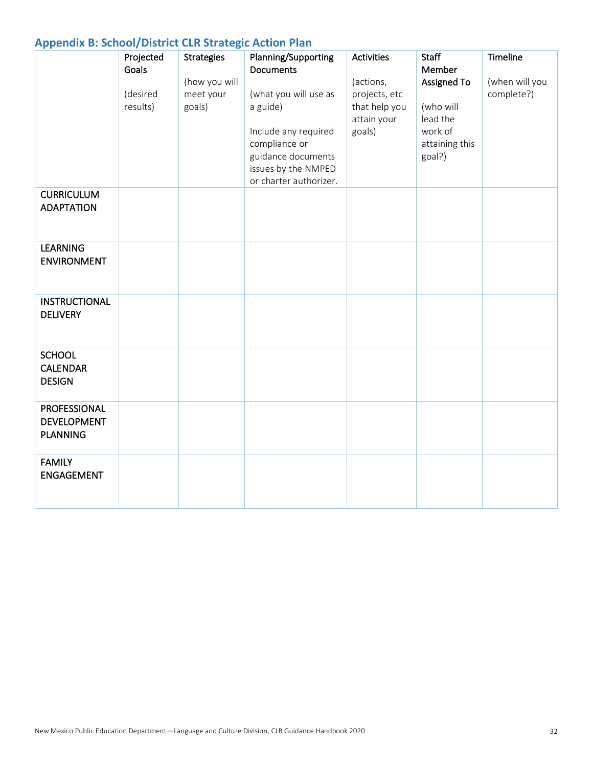## Appendix B: School/District CLR Strategic Action Plan

| | Projected Goals (desired results) | Strategies (how you will meet your goals) | Planning/Supporting Documents (what you will use as a guide) Include any required compliance or guidance documents issues by the NMPED or charter authorizer. | Activities (actions, projects, etc that help you attain your goals) | Staff Member Assigned To (who will lead the work of attaining this goal?) | Timeline (when will you complete?) |
|---|---|---|---|---|---|---|
| CURRICULUM ADAPTATION | | | | | | |
| LEARNING ENVIRONMENT | | | | | | |
| INSTRUCTIONAL DELIVERY | | | | | | |
| SCHOOL CALENDAR DESIGN | | | | | | |
| PROFESSIONAL DEVELOPMENT PLANNING | | | | | | |
| FAMILY ENGAGEMENT | | | | | | |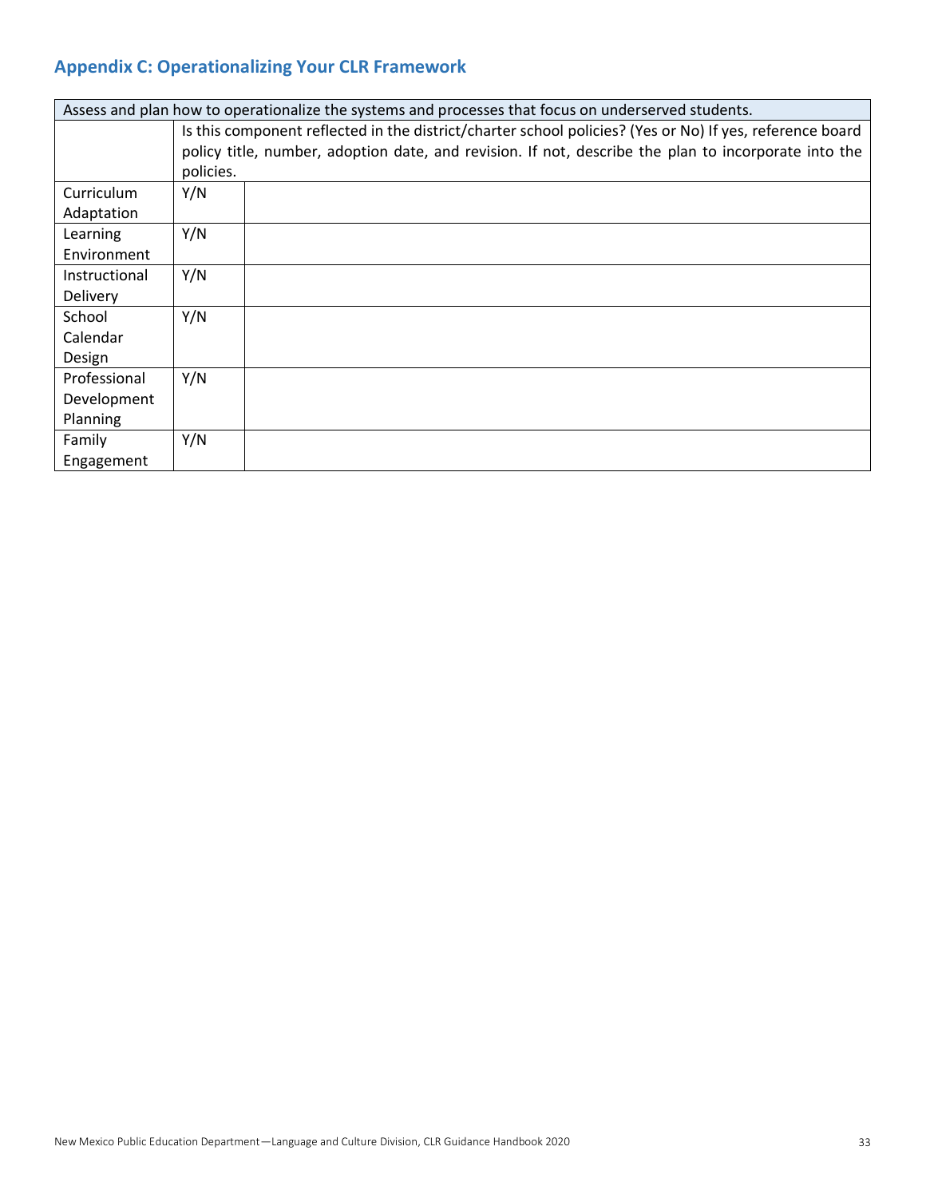## Appendix C: Operationalizing Your CLR Framework

| Assess and plan how to operationalize the systems and processes that focus on underserved students. | | |
|---|---|---|
| | Is this component reflected in the district/charter school policies? (Yes or No) If yes, reference board policy title, number, adoption date, and revision. If not, describe the plan to incorporate into the policies. | |
| Curriculum Adaptation | Y/N | |
| Learning Environment | Y/N | |
| Instructional Delivery | Y/N | |
| School Calendar Design | Y/N | |
| Professional Development Planning | Y/N | |
| Family Engagement | Y/N | |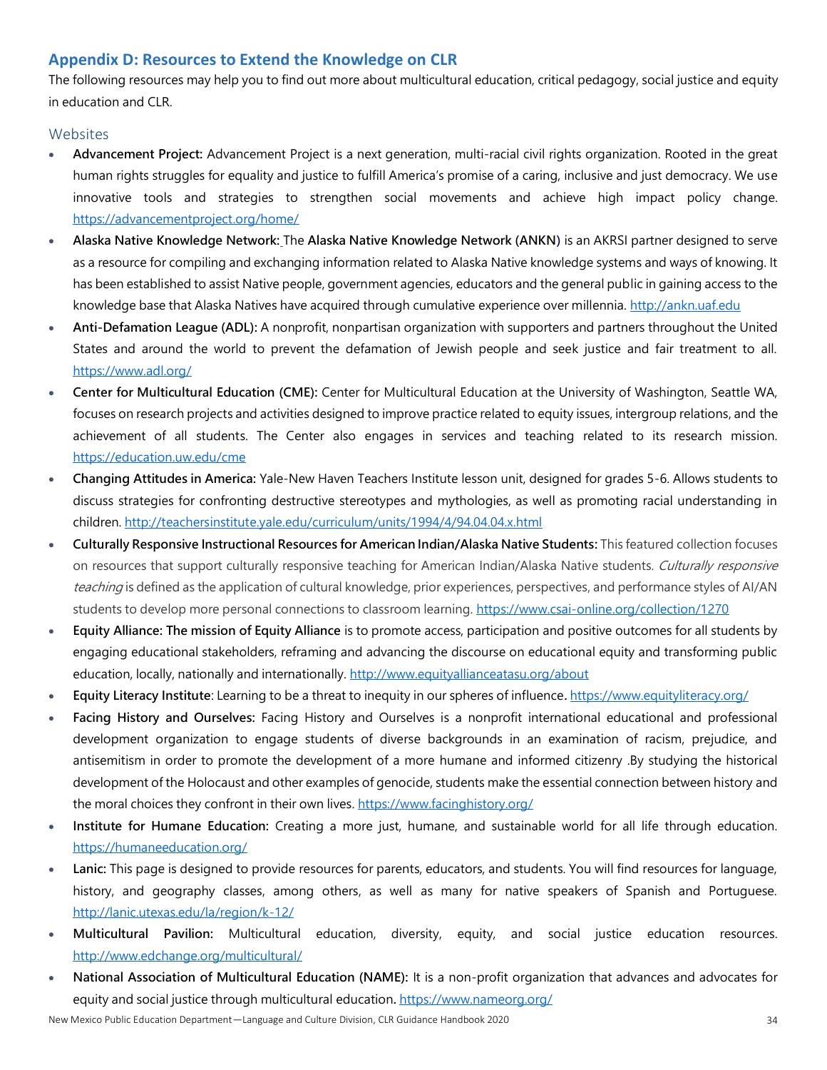## Appendix D: Resources to Extend the Knowledge on CLR

The following resources may help you to find out more about multicultural education, critical pedagogy, social justice and equity in education and CLR.

### Websites

- **Advancement Project:** Advancement Project is a next generation, multi-racial civil rights organization. Rooted in the great human rights struggles for equality and justice to fulfill America's promise of a caring, inclusive and just democracy. We use innovative tools and strategies to strengthen social movements and achieve high impact policy change. https://advancementproject.org/home/
- **Alaska Native Knowledge Network:** The **Alaska Native Knowledge Network (ANKN)** is an AKRSI partner designed to serve as a resource for compiling and exchanging information related to Alaska Native knowledge systems and ways of knowing. It has been established to assist Native people, government agencies, educators and the general public in gaining access to the knowledge base that Alaska Natives have acquired through cumulative experience over millennia. http://ankn.uaf.edu
- **Anti-Defamation League (ADL):** A nonprofit, nonpartisan organization with supporters and partners throughout the United States and around the world to prevent the defamation of Jewish people and seek justice and fair treatment to all. https://www.adl.org/
- **Center for Multicultural Education (CME):** Center for Multicultural Education at the University of Washington, Seattle WA, focuses on research projects and activities designed to improve practice related to equity issues, intergroup relations, and the achievement of all students. The Center also engages in services and teaching related to its research mission. https://education.uw.edu/cme
- **Changing Attitudes in America:** Yale-New Haven Teachers Institute lesson unit, designed for grades 5-6. Allows students to discuss strategies for confronting destructive stereotypes and mythologies, as well as promoting racial understanding in children. http://teachersinstitute.yale.edu/curriculum/units/1994/4/94.04.04.x.html
- **Culturally Responsive Instructional Resources for American Indian/Alaska Native Students:** This featured collection focuses on resources that support culturally responsive teaching for American Indian/Alaska Native students. *Culturally responsive teaching* is defined as the application of cultural knowledge, prior experiences, perspectives, and performance styles of AI/AN students to develop more personal connections to classroom learning. https://www.csai-online.org/collection/1270
- **Equity Alliance: The mission of Equity Alliance** is to promote access, participation and positive outcomes for all students by engaging educational stakeholders, reframing and advancing the discourse on educational equity and transforming public education, locally, nationally and internationally. http://www.equityallianceatasu.org/about
- **Equity Literacy Institute**: Learning to be a threat to inequity in our spheres of influence. https://www.equityliteracy.org/
- **Facing History and Ourselves:** Facing History and Ourselves is a nonprofit international educational and professional development organization to engage students of diverse backgrounds in an examination of racism, prejudice, and antisemitism in order to promote the development of a more humane and informed citizenry .By studying the historical development of the Holocaust and other examples of genocide, students make the essential connection between history and the moral choices they confront in their own lives. https://www.facinghistory.org/
- **Institute for Humane Education:** Creating a more just, humane, and sustainable world for all life through education. https://humaneeducation.org/
- **Lanic:** This page is designed to provide resources for parents, educators, and students. You will find resources for language, history, and geography classes, among others, as well as many for native speakers of Spanish and Portuguese. http://lanic.utexas.edu/la/region/k-12/
- **Multicultural Pavilion:** Multicultural education, diversity, equity, and social justice education resources. http://www.edchange.org/multicultural/
- **National Association of Multicultural Education (NAME):** It is a non-profit organization that advances and advocates for equity and social justice through multicultural education. https://www.nameorg.org/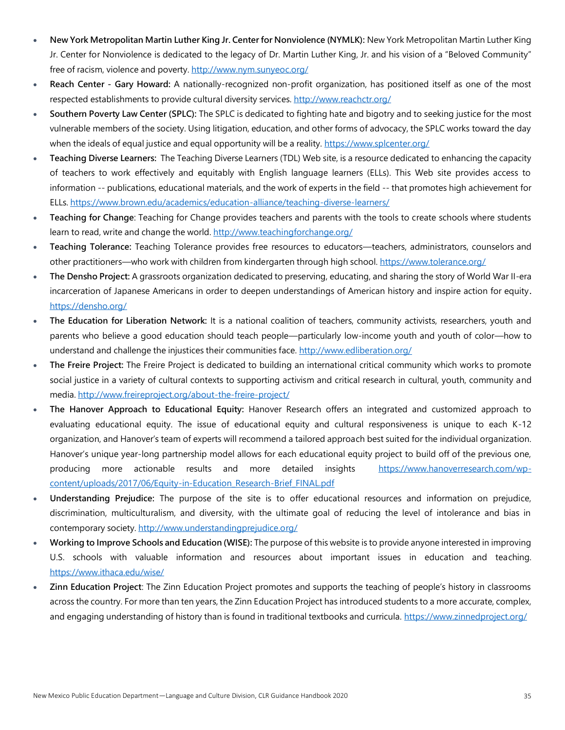- **New York Metropolitan Martin Luther King Jr. Center for Nonviolence (NYMLK):** New York Metropolitan Martin Luther King Jr. Center for Nonviolence is dedicated to the legacy of Dr. Martin Luther King, Jr. and his vision of a "Beloved Community" free of racism, violence and poverty. http://www.nym.sunyeoc.org/
- **Reach Center - Gary Howard:** A nationally-recognized non-profit organization, has positioned itself as one of the most respected establishments to provide cultural diversity services. http://www.reachctr.org/
- **Southern Poverty Law Center (SPLC):** The SPLC is dedicated to fighting hate and bigotry and to seeking justice for the most vulnerable members of the society. Using litigation, education, and other forms of advocacy, the SPLC works toward the day when the ideals of equal justice and equal opportunity will be a reality. https://www.splcenter.org/
- **Teaching Diverse Learners:** The Teaching Diverse Learners (TDL) Web site, is a resource dedicated to enhancing the capacity of teachers to work effectively and equitably with English language learners (ELLs). This Web site provides access to information -- publications, educational materials, and the work of experts in the field -- that promotes high achievement for ELLs. https://www.brown.edu/academics/education-alliance/teaching-diverse-learners/
- **Teaching for Change**: Teaching for Change provides teachers and parents with the tools to create schools where students learn to read, write and change the world. http://www.teachingforchange.org/
- **Teaching Tolerance:** Teaching Tolerance provides free resources to educators—teachers, administrators, counselors and other practitioners—who work with children from kindergarten through high school. https://www.tolerance.org/
- **The Densho Project:** A grassroots organization dedicated to preserving, educating, and sharing the story of World War II-era incarceration of Japanese Americans in order to deepen understandings of American history and inspire action for equity. https://densho.org/
- **The Education for Liberation Network:** It is a national coalition of teachers, community activists, researchers, youth and parents who believe a good education should teach people—particularly low-income youth and youth of color—how to understand and challenge the injustices their communities face. http://www.edliberation.org/
- **The Freire Project:** The Freire Project is dedicated to building an international critical community which works to promote social justice in a variety of cultural contexts to supporting activism and critical research in cultural, youth, community and media. http://www.freireproject.org/about-the-freire-project/
- **The Hanover Approach to Educational Equity:** Hanover Research offers an integrated and customized approach to evaluating educational equity. The issue of educational equity and cultural responsiveness is unique to each K-12 organization, and Hanover's team of experts will recommend a tailored approach best suited for the individual organization. Hanover's unique year-long partnership model allows for each educational equity project to build off of the previous one, producing more actionable results and more detailed insights https://www.hanoverresearch.com/wp-content/uploads/2017/06/Equity-in-Education_Research-Brief_FINAL.pdf
- **Understanding Prejudice:** The purpose of the site is to offer educational resources and information on prejudice, discrimination, multiculturalism, and diversity, with the ultimate goal of reducing the level of intolerance and bias in contemporary society. http://www.understandingprejudice.org/
- **Working to Improve Schools and Education (WISE):** The purpose of this website is to provide anyone interested in improving U.S. schools with valuable information and resources about important issues in education and teaching. https://www.ithaca.edu/wise/
- **Zinn Education Project**: The Zinn Education Project promotes and supports the teaching of people's history in classrooms across the country. For more than ten years, the Zinn Education Project has introduced students to a more accurate, complex, and engaging understanding of history than is found in traditional textbooks and curricula. https://www.zinnedproject.org/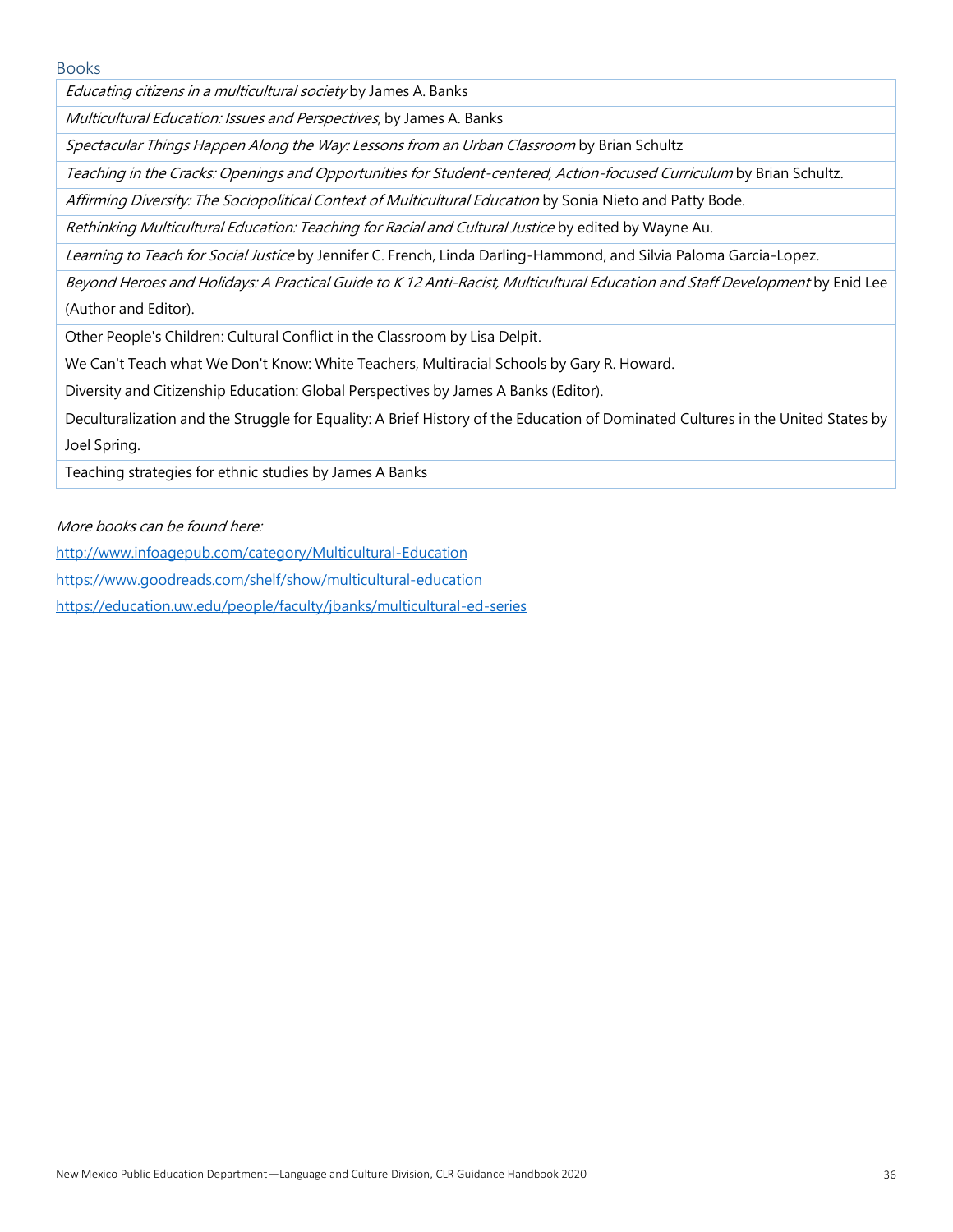## Books

| |
|---|
| *Educating citizens in a multicultural society* by James A. Banks |
| *Multicultural Education: Issues and Perspectives*, by James A. Banks |
| *Spectacular Things Happen Along the Way: Lessons from an Urban Classroom* by Brian Schultz |
| *Teaching in the Cracks: Openings and Opportunities for Student-centered, Action-focused Curriculum* by Brian Schultz. |
| *Affirming Diversity: The Sociopolitical Context of Multicultural Education* by Sonia Nieto and Patty Bode. |
| *Rethinking Multicultural Education: Teaching for Racial and Cultural Justice* by edited by Wayne Au. |
| *Learning to Teach for Social Justice* by Jennifer C. French, Linda Darling-Hammond, and Silvia Paloma Garcia-Lopez. |
| *Beyond Heroes and Holidays: A Practical Guide to K 12 Anti-Racist, Multicultural Education and Staff Development* by Enid Lee (Author and Editor). |
| Other People's Children: Cultural Conflict in the Classroom by Lisa Delpit. |
| We Can't Teach what We Don't Know: White Teachers, Multiracial Schools by Gary R. Howard. |
| Diversity and Citizenship Education: Global Perspectives by James A Banks (Editor). |
| Deculturalization and the Struggle for Equality: A Brief History of the Education of Dominated Cultures in the United States by Joel Spring. |
| Teaching strategies for ethnic studies by James A Banks |

*More books can be found here:*

http://www.infoagepub.com/category/Multicultural-Education

https://www.goodreads.com/shelf/show/multicultural-education

https://education.uw.edu/people/faculty/jbanks/multicultural-ed-series